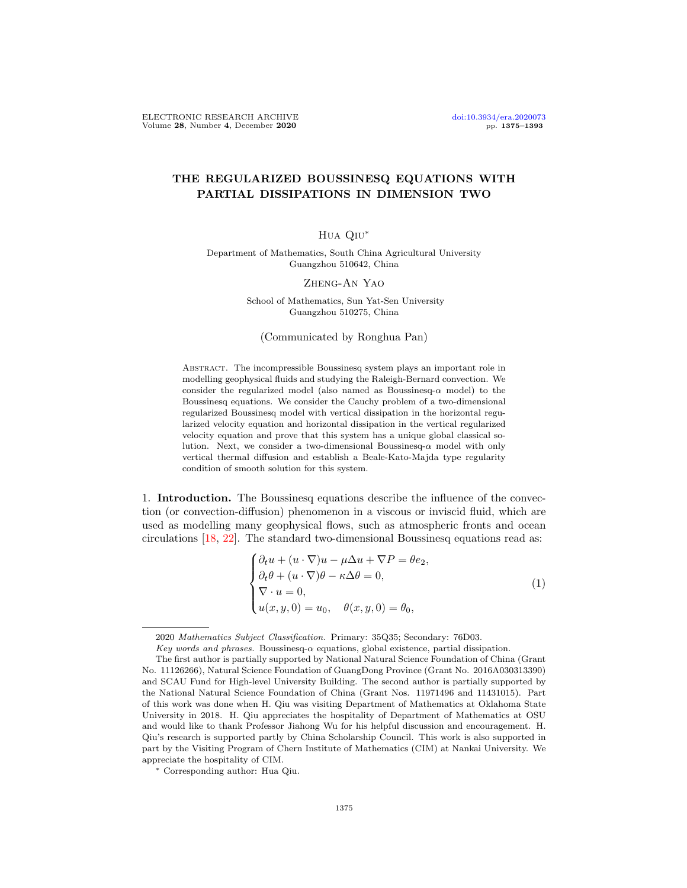# THE REGULARIZED BOUSSINESQ EQUATIONS WITH PARTIAL DISSIPATIONS IN DIMENSION TWO

Hua Qiu*

Department of Mathematics, South China Agricultural University
Guangzhou 510642, China

Zheng-An Yao

School of Mathematics, Sun Yat-Sen University
Guangzhou 510275, China

(Communicated by Ronghua Pan)

Abstract. The incompressible Boussinesq system plays an important role in modelling geophysical fluids and studying the Raleigh-Bernard convection. We consider the regularized model (also named as Boussinesq-$\alpha$ model) to the Boussinesq equations. We consider the Cauchy problem of a two-dimensional regularized Boussinesq model with vertical dissipation in the horizontal regularized velocity equation and horizontal dissipation in the vertical regularized velocity equation and prove that this system has a unique global classical solution. Next, we consider a two-dimensional Boussinesq-$\alpha$ model with only vertical thermal diffusion and establish a Beale-Kato-Majda type regularity condition of smooth solution for this system.

## 1. Introduction.

The Boussinesq equations describe the influence of the convection (or convection-diffusion) phenomenon in a viscous or inviscid fluid, which are used as modelling many geophysical flows, such as atmospheric fronts and ocean circulations [18, 22]. The standard two-dimensional Boussinesq equations read as:

$$
\begin{cases}
\partial_t u + (u \cdot \nabla)u - \mu \Delta u + \nabla P = \theta e_2, \\
\partial_t \theta + (u \cdot \nabla)\theta - \kappa \Delta \theta = 0, \\
\nabla \cdot u = 0, \\
u(x, y, 0) = u_0, \quad \theta(x, y, 0) = \theta_0,
\end{cases}
\tag{1}
$$

---

2020 *Mathematics Subject Classification.* Primary: 35Q35; Secondary: 76D03.

*Key words and phrases.* Boussinesq-$\alpha$ equations, global existence, partial dissipation.

The first author is partially supported by National Natural Science Foundation of China (Grant No. 11126266), Natural Science Foundation of GuangDong Province (Grant No. 2016A030313390) and SCAU Fund for High-level University Building. The second author is partially supported by the National Natural Science Foundation of China (Grant Nos. 11971496 and 11431015). Part of this work was done when H. Qiu was visiting Department of Mathematics at Oklahoma State University in 2018. H. Qiu appreciates the hospitality of Department of Mathematics at OSU and would like to thank Professor Jiahong Wu for his helpful discussion and encouragement. H. Qiu's research is supported partly by China Scholarship Council. This work is also supported in part by the Visiting Program of Chern Institute of Mathematics (CIM) at Nankai University. We appreciate the hospitality of CIM.

\* Corresponding author: Hua Qiu.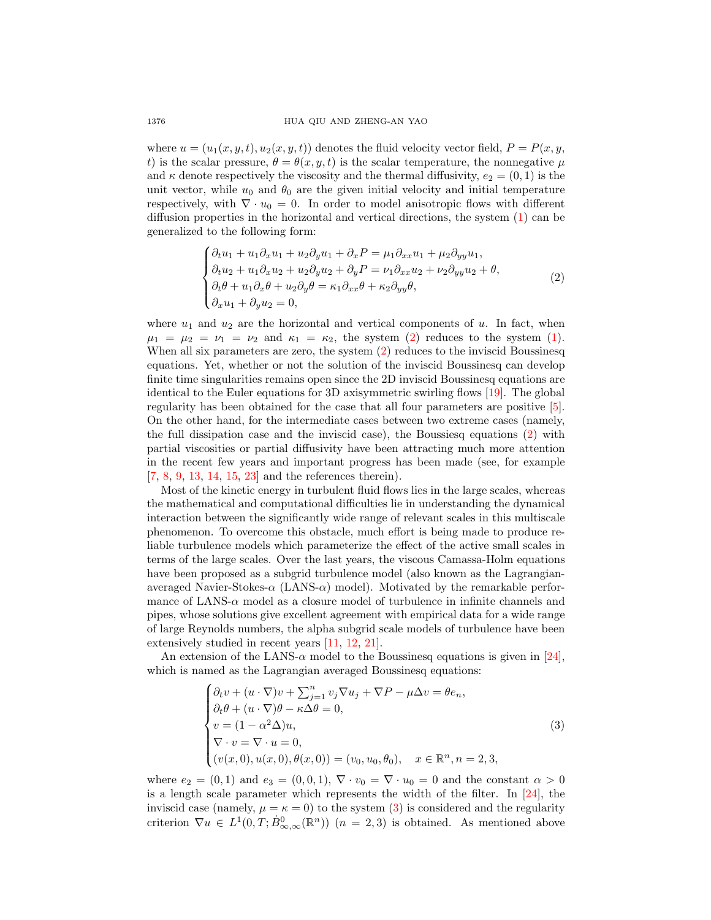where $u = (u_1(x,y,t), u_2(x,y,t))$ denotes the fluid velocity vector field, $P = P(x,y,t)$ is the scalar pressure, $\theta = \theta(x,y,t)$ is the scalar temperature, the nonnegative $\mu$ and $\kappa$ denote respectively the viscosity and the thermal diffusivity, $e_2 = (0,1)$ is the unit vector, while $u_0$ and $\theta_0$ are the given initial velocity and initial temperature respectively, with $\nabla \cdot u_0 = 0$. In order to model anisotropic flows with different diffusion properties in the horizontal and vertical directions, the system (1) can be generalized to the following form:

$$
\begin{cases}
\partial_t u_1 + u_1 \partial_x u_1 + u_2 \partial_y u_1 + \partial_x P = \mu_1 \partial_{xx} u_1 + \mu_2 \partial_{yy} u_1, \\
\partial_t u_2 + u_1 \partial_x u_2 + u_2 \partial_y u_2 + \partial_y P = \nu_1 \partial_{xx} u_2 + \nu_2 \partial_{yy} u_2 + \theta, \\
\partial_t \theta + u_1 \partial_x \theta + u_2 \partial_y \theta = \kappa_1 \partial_{xx} \theta + \kappa_2 \partial_{yy} \theta, \\
\partial_x u_1 + \partial_y u_2 = 0,
\end{cases} \tag{2}
$$

where $u_1$ and $u_2$ are the horizontal and vertical components of $u$. In fact, when $\mu_1 = \mu_2 = \nu_1 = \nu_2$ and $\kappa_1 = \kappa_2$, the system (2) reduces to the system (1). When all six parameters are zero, the system (2) reduces to the inviscid Boussinesq equations. Yet, whether or not the solution of the inviscid Boussinesq can develop finite time singularities remains open since the 2D inviscid Boussinesq equations are identical to the Euler equations for 3D axisymmetric swirling flows [19]. The global regularity has been obtained for the case that all four parameters are positive [5]. On the other hand, for the intermediate cases between two extreme cases (namely, the full dissipation case and the inviscid case), the Boussiesq equations (2) with partial viscosities or partial diffusivity have been attracting much more attention in the recent few years and important progress has been made (see, for example [7, 8, 9, 13, 14, 15, 23] and the references therein).

Most of the kinetic energy in turbulent fluid flows lies in the large scales, whereas the mathematical and computational difficulties lie in understanding the dynamical interaction between the significantly wide range of relevant scales in this multiscale phenomenon. To overcome this obstacle, much effort is being made to produce reliable turbulence models which parameterize the effect of the active small scales in terms of the large scales. Over the last years, the viscous Camassa-Holm equations have been proposed as a subgrid turbulence model (also known as the Lagrangian-averaged Navier-Stokes-$\alpha$ (LANS-$\alpha$) model). Motivated by the remarkable performance of LANS-$\alpha$ model as a closure model of turbulence in infinite channels and pipes, whose solutions give excellent agreement with empirical data for a wide range of large Reynolds numbers, the alpha subgrid scale models of turbulence have been extensively studied in recent years [11, 12, 21].

An extension of the LANS-$\alpha$ model to the Boussinesq equations is given in [24], which is named as the Lagrangian averaged Boussinesq equations:

$$
\begin{cases}
\partial_t v + (u \cdot \nabla) v + \sum_{j=1}^{n} v_j \nabla u_j + \nabla P - \mu \Delta v = \theta e_n, \\
\partial_t \theta + (u \cdot \nabla)\theta - \kappa \Delta \theta = 0, \\
v = (1 - \alpha^2 \Delta) u, \\
\nabla \cdot v = \nabla \cdot u = 0, \\
(v(x,0), u(x,0), \theta(x,0)) = (v_0, u_0, \theta_0), \quad x \in \mathbb{R}^n, n = 2, 3,
\end{cases} \tag{3}
$$

where $e_2 = (0,1)$ and $e_3 = (0,0,1)$, $\nabla \cdot v_0 = \nabla \cdot u_0 = 0$ and the constant $\alpha > 0$ is a length scale parameter which represents the width of the filter. In [24], the inviscid case (namely, $\mu = \kappa = 0$) to the system (3) is considered and the regularity criterion $\nabla u \in L^1(0,T; \dot{B}^0_{\infty,\infty}(\mathbb{R}^n))$ $(n = 2,3)$ is obtained. As mentioned above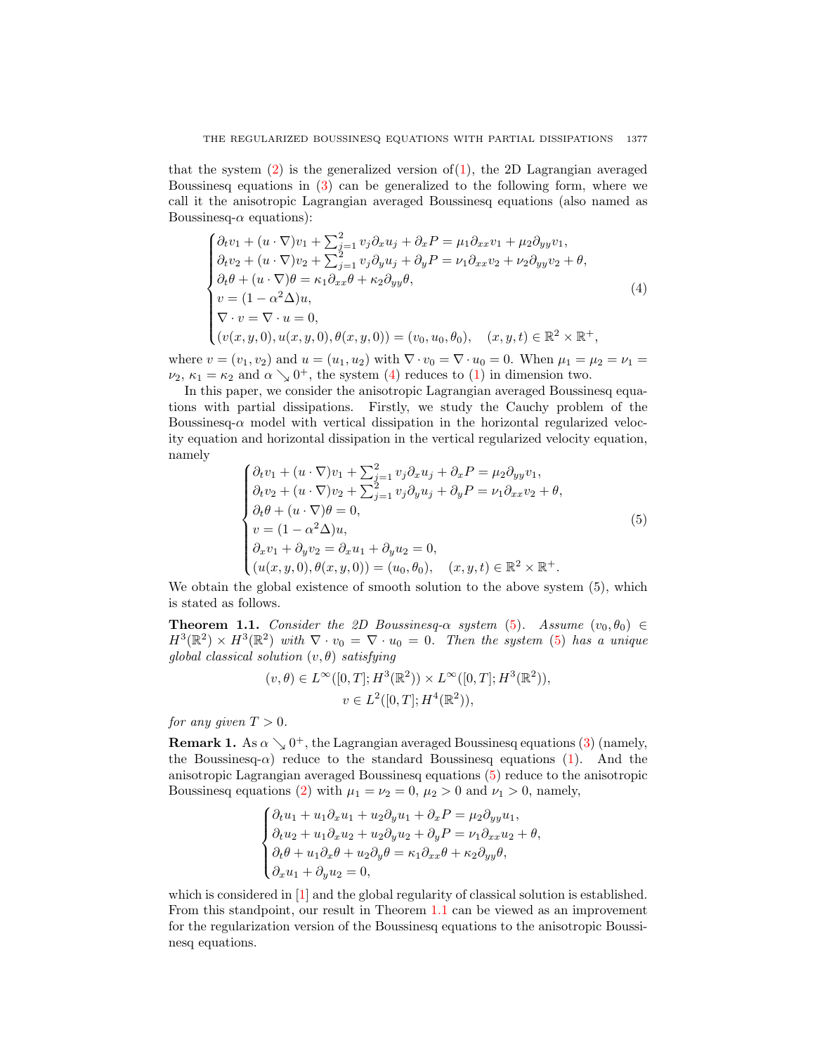that the system (2) is the generalized version of(1), the 2D Lagrangian averaged Boussinesq equations in (3) can be generalized to the following form, where we call it the anisotropic Lagrangian averaged Boussinesq equations (also named as Boussinesq-$\alpha$ equations):

$$
\begin{cases}
\partial_t v_1 + (u\cdot\nabla)v_1 + \sum_{j=1}^2 v_j\partial_x u_j + \partial_x P = \mu_1\partial_{xx}v_1 + \mu_2\partial_{yy}v_1,\\
\partial_t v_2 + (u\cdot\nabla)v_2 + \sum_{j=1}^2 v_j\partial_y u_j + \partial_y P = \nu_1\partial_{xx}v_2 + \nu_2\partial_{yy}v_2 + \theta,\\
\partial_t\theta + (u\cdot\nabla)\theta = \kappa_1\partial_{xx}\theta + \kappa_2\partial_{yy}\theta,\\
v = (1-\alpha^2\Delta)u,\\
\nabla\cdot v = \nabla\cdot u = 0,\\
(v(x,y,0),u(x,y,0),\theta(x,y,0)) = (v_0,u_0,\theta_0), \quad (x,y,t)\in\mathbb{R}^2\times\mathbb{R}^+,
\end{cases}
\tag{4}
$$

where $v=(v_1,v_2)$ and $u=(u_1,u_2)$ with $\nabla\cdot v_0 = \nabla\cdot u_0 = 0$. When $\mu_1=\mu_2=\nu_1=\nu_2$, $\kappa_1=\kappa_2$ and $\alpha\searrow 0^+$, the system (4) reduces to (1) in dimension two.

In this paper, we consider the anisotropic Lagrangian averaged Boussinesq equations with partial dissipations. Firstly, we study the Cauchy problem of the Boussinesq-$\alpha$ model with vertical dissipation in the horizontal regularized velocity equation and horizontal dissipation in the vertical regularized velocity equation, namely

$$
\begin{cases}
\partial_t v_1 + (u\cdot\nabla)v_1 + \sum_{j=1}^2 v_j\partial_x u_j + \partial_x P = \mu_2\partial_{yy}v_1,\\
\partial_t v_2 + (u\cdot\nabla)v_2 + \sum_{j=1}^2 v_j\partial_y u_j + \partial_y P = \nu_1\partial_{xx}v_2 + \theta,\\
\partial_t\theta + (u\cdot\nabla)\theta = 0,\\
v = (1-\alpha^2\Delta)u,\\
\partial_x v_1 + \partial_y v_2 = \partial_x u_1 + \partial_y u_2 = 0,\\
(u(x,y,0),\theta(x,y,0)) = (u_0,\theta_0), \quad (x,y,t)\in\mathbb{R}^2\times\mathbb{R}^+.
\end{cases}
\tag{5}
$$

We obtain the global existence of smooth solution to the above system (5), which is stated as follows.

**Theorem 1.1.** *Consider the 2D Boussinesq-$\alpha$ system (5). Assume $(v_0,\theta_0)\in H^3(\mathbb{R}^2)\times H^3(\mathbb{R}^2)$ with $\nabla\cdot v_0 = \nabla\cdot u_0 = 0$. Then the system (5) has a unique global classical solution $(v,\theta)$ satisfying*

$$
(v,\theta)\in L^\infty([0,T];H^3(\mathbb{R}^2))\times L^\infty([0,T];H^3(\mathbb{R}^2)),
$$
$$
v\in L^2([0,T];H^4(\mathbb{R}^2)),
$$

*for any given $T>0$.*

**Remark 1.** As $\alpha\searrow 0^+$, the Lagrangian averaged Boussinesq equations (3) (namely, the Boussinesq-$\alpha$) reduce to the standard Boussinesq equations (1). And the anisotropic Lagrangian averaged Boussinesq equations (5) reduce to the anisotropic Boussinesq equations (2) with $\mu_1=\nu_2=0$, $\mu_2>0$ and $\nu_1>0$, namely,

$$
\begin{cases}
\partial_t u_1 + u_1\partial_x u_1 + u_2\partial_y u_1 + \partial_x P = \mu_2\partial_{yy}u_1,\\
\partial_t u_2 + u_1\partial_x u_2 + u_2\partial_y u_2 + \partial_y P = \nu_1\partial_{xx}u_2 + \theta,\\
\partial_t\theta + u_1\partial_x\theta + u_2\partial_y\theta = \kappa_1\partial_{xx}\theta + \kappa_2\partial_{yy}\theta,\\
\partial_x u_1 + \partial_y u_2 = 0,
\end{cases}
$$

which is considered in [1] and the global regularity of classical solution is established. From this standpoint, our result in Theorem 1.1 can be viewed as an improvement for the regularization version of the Boussinesq equations to the anisotropic Boussinesq equations.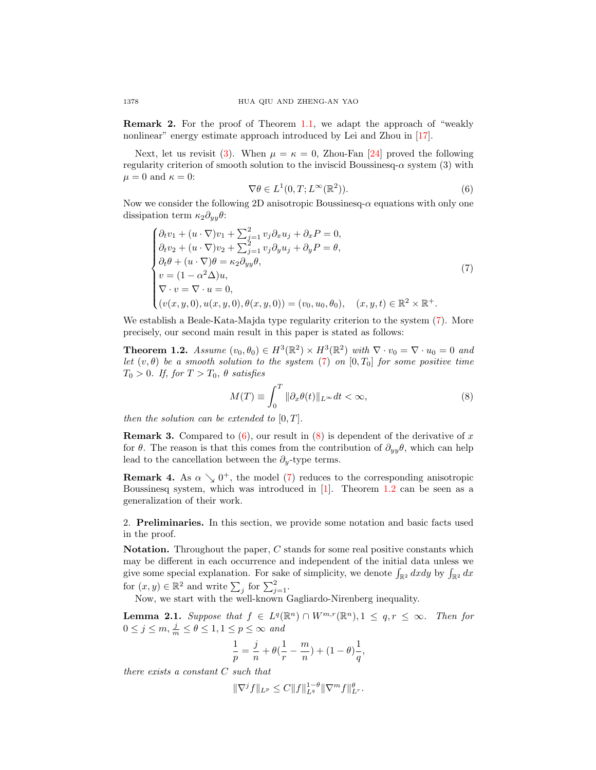**Remark 2.** For the proof of Theorem 1.1, we adapt the approach of "weakly nonlinear" energy estimate approach introduced by Lei and Zhou in [17].

Next, let us revisit (3). When $\mu = \kappa = 0$, Zhou-Fan [24] proved the following regularity criterion of smooth solution to the inviscid Boussinesq-$\alpha$ system (3) with $\mu = 0$ and $\kappa = 0$:

$$\nabla\theta \in L^1(0, T; L^\infty(\mathbb{R}^2)). \tag{6}$$

Now we consider the following 2D anisotropic Boussinesq-$\alpha$ equations with only one dissipation term $\kappa_2 \partial_{yy}\theta$:

$$\begin{cases} \partial_t v_1 + (u\cdot\nabla)v_1 + \sum_{j=1}^{2} v_j \partial_x u_j + \partial_x P = 0, \\ \partial_t v_2 + (u\cdot\nabla)v_2 + \sum_{j=1}^{2} v_j \partial_y u_j + \partial_y P = \theta, \\ \partial_t\theta + (u\cdot\nabla)\theta = \kappa_2 \partial_{yy}\theta, \\ v = (1-\alpha^2\Delta)u, \\ \nabla\cdot v = \nabla\cdot u = 0, \\ (v(x,y,0), u(x,y,0), \theta(x,y,0)) = (v_0, u_0, \theta_0), \quad (x,y,t)\in\mathbb{R}^2\times\mathbb{R}^+. \end{cases} \tag{7}$$

We establish a Beale-Kata-Majda type regularity criterion to the system (7). More precisely, our second main result in this paper is stated as follows:

**Theorem 1.2.** *Assume $(v_0, \theta_0) \in H^3(\mathbb{R}^2)\times H^3(\mathbb{R}^2)$ with $\nabla\cdot v_0 = \nabla\cdot u_0 = 0$ and let $(v, \theta)$ be a smooth solution to the system (7) on $[0, T_0]$ for some positive time $T_0 > 0$. If, for $T > T_0$, $\theta$ satisfies*

$$M(T) \equiv \int_0^T \|\partial_x\theta(t)\|_{L^\infty} dt < \infty, \tag{8}$$

*then the solution can be extended to $[0, T]$.*

**Remark 3.** Compared to (6), our result in (8) is dependent of the derivative of $x$ for $\theta$. The reason is that this comes from the contribution of $\partial_{yy}\theta$, which can help lead to the cancellation between the $\partial_y$-type terms.

**Remark 4.** As $\alpha \searrow 0^+$, the model (7) reduces to the corresponding anisotropic Boussinesq system, which was introduced in [1]. Theorem 1.2 can be seen as a generalization of their work.

## 2. Preliminaries.

In this section, we provide some notation and basic facts used in the proof.

**Notation.** Throughout the paper, $C$ stands for some real positive constants which may be different in each occurrence and independent of the initial data unless we give some special explanation. For sake of simplicity, we denote $\int_{\mathbb{R}^2} dxdy$ by $\int_{\mathbb{R}^2} dx$ for $(x,y)\in\mathbb{R}^2$ and write $\sum_j$ for $\sum_{j=1}^{2}$.

Now, we start with the well-known Gagliardo-Nirenberg inequality.

**Lemma 2.1.** *Suppose that $f \in L^q(\mathbb{R}^n)\cap W^{m,r}(\mathbb{R}^n), 1\le q,r\le\infty$. Then for $0\le j\le m$, $\frac{j}{m}\le\theta\le 1, 1\le p\le\infty$ and*

$$\frac{1}{p} = \frac{j}{n} + \theta\left(\frac{1}{r} - \frac{m}{n}\right) + (1-\theta)\frac{1}{q},$$

*there exists a constant $C$ such that*

$$\|\nabla^j f\|_{L^p} \le C\|f\|_{L^q}^{1-\theta}\|\nabla^m f\|_{L^r}^{\theta}.$$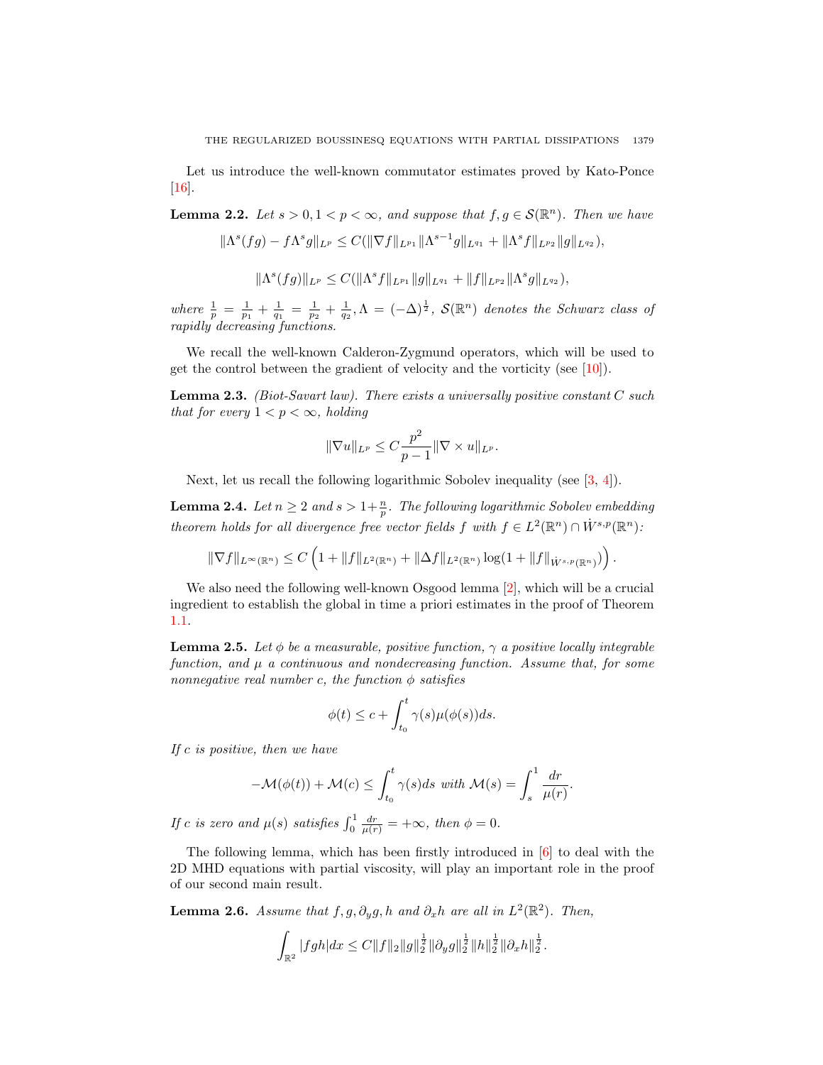Let us introduce the well-known commutator estimates proved by Kato-Ponce [16].

**Lemma 2.2.** *Let $s > 0, 1 < p < \infty$, and suppose that $f, g \in \mathcal{S}(\mathbb{R}^n)$. Then we have*

$$\|\Lambda^s(fg) - f\Lambda^s g\|_{L^p} \le C(\|\nabla f\|_{L^{p_1}}\|\Lambda^{s-1}g\|_{L^{q_1}} + \|\Lambda^s f\|_{L^{p_2}}\|g\|_{L^{q_2}}),$$

$$\|\Lambda^s(fg)\|_{L^p} \le C(\|\Lambda^s f\|_{L^{p_1}}\|g\|_{L^{q_1}} + \|f\|_{L^{p_2}}\|\Lambda^s g\|_{L^{q_2}}),$$

*where $\frac{1}{p} = \frac{1}{p_1} + \frac{1}{q_1} = \frac{1}{p_2} + \frac{1}{q_2}, \Lambda = (-\Delta)^{\frac{1}{2}}$, $\mathcal{S}(\mathbb{R}^n)$ denotes the Schwarz class of rapidly decreasing functions.*

We recall the well-known Calderon-Zygmund operators, which will be used to get the control between the gradient of velocity and the vorticity (see [10]).

**Lemma 2.3.** *(Biot-Savart law). There exists a universally positive constant $C$ such that for every $1 < p < \infty$, holding*

$$\|\nabla u\|_{L^p} \le C\frac{p^2}{p-1}\|\nabla \times u\|_{L^p}.$$

Next, let us recall the following logarithmic Sobolev inequality (see [3, 4]).

**Lemma 2.4.** *Let $n \ge 2$ and $s > 1 + \frac{n}{p}$. The following logarithmic Sobolev embedding theorem holds for all divergence free vector fields $f$ with $f \in L^2(\mathbb{R}^n) \cap \dot{W}^{s,p}(\mathbb{R}^n)$:*

$$\|\nabla f\|_{L^\infty(\mathbb{R}^n)} \le C\left(1 + \|f\|_{L^2(\mathbb{R}^n)} + \|\Delta f\|_{L^2(\mathbb{R}^n)}\log(1 + \|f\|_{\dot{W}^{s,p}(\mathbb{R}^n)})\right).$$

We also need the following well-known Osgood lemma [2], which will be a crucial ingredient to establish the global in time a priori estimates in the proof of Theorem 1.1.

**Lemma 2.5.** *Let $\phi$ be a measurable, positive function, $\gamma$ a positive locally integrable function, and $\mu$ a continuous and nondecreasing function. Assume that, for some nonnegative real number $c$, the function $\phi$ satisfies*

$$\phi(t) \le c + \int_{t_0}^{t} \gamma(s)\mu(\phi(s))ds.$$

*If $c$ is positive, then we have*

$$-\mathcal{M}(\phi(t)) + \mathcal{M}(c) \le \int_{t_0}^{t} \gamma(s)ds \text{ with } \mathcal{M}(s) = \int_s^1 \frac{dr}{\mu(r)}.$$

*If $c$ is zero and $\mu(s)$ satisfies $\int_0^1 \frac{dr}{\mu(r)} = +\infty$, then $\phi = 0$.*

The following lemma, which has been firstly introduced in [6] to deal with the 2D MHD equations with partial viscosity, will play an important role in the proof of our second main result.

**Lemma 2.6.** *Assume that $f, g, \partial_y g, h$ and $\partial_x h$ are all in $L^2(\mathbb{R}^2)$. Then,*

$$\int_{\mathbb{R}^2} |fgh| dx \le C\|f\|_2\|g\|_2^{\frac{1}{2}}\|\partial_y g\|_2^{\frac{1}{2}}\|h\|_2^{\frac{1}{2}}\|\partial_x h\|_2^{\frac{1}{2}}.$$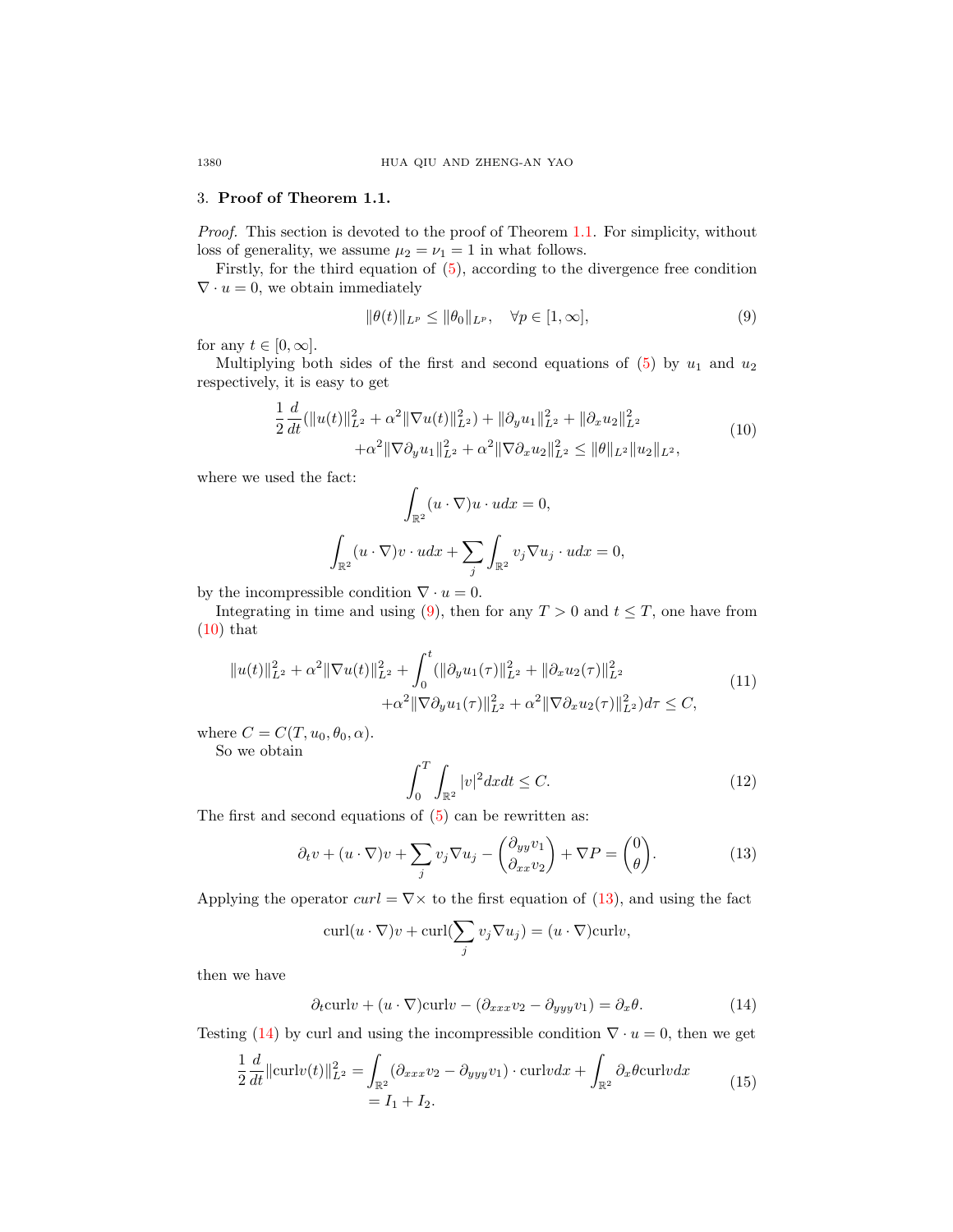## 3. **Proof of Theorem 1.1.**

*Proof.* This section is devoted to the proof of Theorem 1.1. For simplicity, without loss of generality, we assume $\mu_2 = \nu_1 = 1$ in what follows.

Firstly, for the third equation of (5), according to the divergence free condition $\nabla \cdot u = 0$, we obtain immediately

$$\|\theta(t)\|_{L^p} \le \|\theta_0\|_{L^p}, \quad \forall p \in [1, \infty], \tag{9}$$

for any $t \in [0, \infty]$.

Multiplying both sides of the first and second equations of (5) by $u_1$ and $u_2$ respectively, it is easy to get

$$\begin{aligned} \frac{1}{2}\frac{d}{dt}(\|u(t)\|_{L^2}^2 + \alpha^2\|\nabla u(t)\|_{L^2}^2) + \|\partial_y u_1\|_{L^2}^2 + \|\partial_x u_2\|_{L^2}^2 \\ +\alpha^2\|\nabla\partial_y u_1\|_{L^2}^2 + \alpha^2\|\nabla\partial_x u_2\|_{L^2}^2 \le \|\theta\|_{L^2}\|u_2\|_{L^2}, \end{aligned} \tag{10}$$

where we used the fact:

$$\int_{\mathbb{R}^2}(u\cdot\nabla)u\cdot u dx = 0,$$

$$\int_{\mathbb{R}^2}(u\cdot\nabla)v\cdot u dx + \sum_j\int_{\mathbb{R}^2}v_j\nabla u_j\cdot u dx = 0,$$

by the incompressible condition $\nabla\cdot u = 0$.

Integrating in time and using (9), then for any $T > 0$ and $t \le T$, one have from (10) that

$$\begin{aligned} \|u(t)\|_{L^2}^2 + \alpha^2\|\nabla u(t)\|_{L^2}^2 + \int_0^t(\|\partial_y u_1(\tau)\|_{L^2}^2 + \|\partial_x u_2(\tau)\|_{L^2}^2 \\ +\alpha^2\|\nabla\partial_y u_1(\tau)\|_{L^2}^2 + \alpha^2\|\nabla\partial_x u_2(\tau)\|_{L^2}^2)d\tau \le C, \end{aligned} \tag{11}$$

where $C = C(T, u_0, \theta_0, \alpha)$.

So we obtain

$$\int_0^T\int_{\mathbb{R}^2}|v|^2 dxdt \le C. \tag{12}$$

The first and second equations of (5) can be rewritten as:

$$\partial_t v + (u\cdot\nabla)v + \sum_j v_j\nabla u_j - \begin{pmatrix}\partial_{yy}v_1\\ \partial_{xx}v_2\end{pmatrix} + \nabla P = \begin{pmatrix}0\\ \theta\end{pmatrix}. \tag{13}$$

Applying the operator $curl = \nabla\times$ to the first equation of (13), and using the fact

$$\operatorname{curl}(u\cdot\nabla)v + \operatorname{curl}(\sum_j v_j\nabla u_j) = (u\cdot\nabla)\operatorname{curl}v,$$

then we have

$$\partial_t\operatorname{curl}v + (u\cdot\nabla)\operatorname{curl}v - (\partial_{xxx}v_2 - \partial_{yyy}v_1) = \partial_x\theta. \tag{14}$$

Testing (14) by curl and using the incompressible condition $\nabla\cdot u = 0$, then we get

$$\begin{aligned} \frac{1}{2}\frac{d}{dt}\|\operatorname{curl}v(t)\|_{L^2}^2 &= \int_{\mathbb{R}^2}(\partial_{xxx}v_2 - \partial_{yyy}v_1)\cdot\operatorname{curl}v dx + \int_{\mathbb{R}^2}\partial_x\theta\operatorname{curl}v dx \\ &= I_1 + I_2. \end{aligned} \tag{15}$$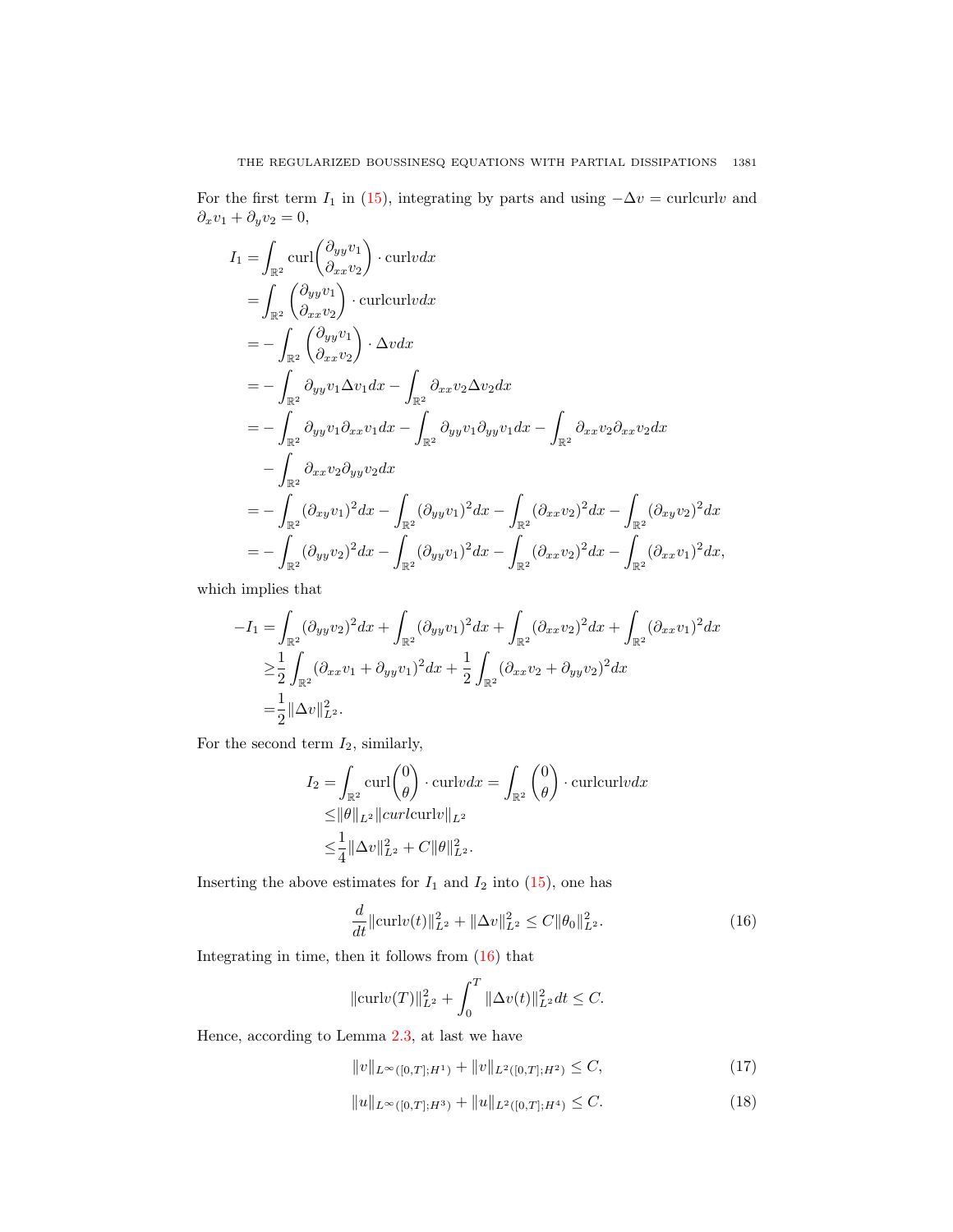For the first term $I_1$ in (15), integrating by parts and using $-\Delta v = \text{curl}\text{curl}v$ and $\partial_x v_1 + \partial_y v_2 = 0$,

$$
\begin{aligned}
I_1 =& \int_{\mathbb{R}^2} \text{curl}\begin{pmatrix} \partial_{yy} v_1 \\ \partial_{xx} v_2 \end{pmatrix} \cdot \text{curl} v dx \\
=& \int_{\mathbb{R}^2} \begin{pmatrix} \partial_{yy} v_1 \\ \partial_{xx} v_2 \end{pmatrix} \cdot \text{curl}\text{curl} v dx \\
=& -\int_{\mathbb{R}^2} \begin{pmatrix} \partial_{yy} v_1 \\ \partial_{xx} v_2 \end{pmatrix} \cdot \Delta v dx \\
=& -\int_{\mathbb{R}^2} \partial_{yy} v_1 \Delta v_1 dx - \int_{\mathbb{R}^2} \partial_{xx} v_2 \Delta v_2 dx \\
=& -\int_{\mathbb{R}^2} \partial_{yy} v_1 \partial_{xx} v_1 dx - \int_{\mathbb{R}^2} \partial_{yy} v_1 \partial_{yy} v_1 dx - \int_{\mathbb{R}^2} \partial_{xx} v_2 \partial_{xx} v_2 dx \\
& - \int_{\mathbb{R}^2} \partial_{xx} v_2 \partial_{yy} v_2 dx \\
=& -\int_{\mathbb{R}^2} (\partial_{xy} v_1)^2 dx - \int_{\mathbb{R}^2} (\partial_{yy} v_1)^2 dx - \int_{\mathbb{R}^2} (\partial_{xx} v_2)^2 dx - \int_{\mathbb{R}^2} (\partial_{xy} v_2)^2 dx \\
=& -\int_{\mathbb{R}^2} (\partial_{yy} v_2)^2 dx - \int_{\mathbb{R}^2} (\partial_{yy} v_1)^2 dx - \int_{\mathbb{R}^2} (\partial_{xx} v_2)^2 dx - \int_{\mathbb{R}^2} (\partial_{xx} v_1)^2 dx,
\end{aligned}
$$

which implies that

$$
\begin{aligned}
-I_1 =& \int_{\mathbb{R}^2} (\partial_{yy} v_2)^2 dx + \int_{\mathbb{R}^2} (\partial_{yy} v_1)^2 dx + \int_{\mathbb{R}^2} (\partial_{xx} v_2)^2 dx + \int_{\mathbb{R}^2} (\partial_{xx} v_1)^2 dx \\
\geq& \frac{1}{2} \int_{\mathbb{R}^2} (\partial_{xx} v_1 + \partial_{yy} v_1)^2 dx + \frac{1}{2} \int_{\mathbb{R}^2} (\partial_{xx} v_2 + \partial_{yy} v_2)^2 dx \\
=& \frac{1}{2} \|\Delta v\|_{L^2}^2.
\end{aligned}
$$

For the second term $I_2$, similarly,

$$
\begin{aligned}
I_2 =& \int_{\mathbb{R}^2} \text{curl}\begin{pmatrix} 0 \\ \theta \end{pmatrix} \cdot \text{curl} v dx = \int_{\mathbb{R}^2} \begin{pmatrix} 0 \\ \theta \end{pmatrix} \cdot \text{curl}\text{curl} v dx \\
\leq& \|\theta\|_{L^2} \|curl \text{curl} v\|_{L^2} \\
\leq& \frac{1}{4} \|\Delta v\|_{L^2}^2 + C\|\theta\|_{L^2}^2.
\end{aligned}
$$

Inserting the above estimates for $I_1$ and $I_2$ into (15), one has

$$
\frac{d}{dt} \|\text{curl} v(t)\|_{L^2}^2 + \|\Delta v\|_{L^2}^2 \leq C\|\theta_0\|_{L^2}^2. \tag{16}
$$

Integrating in time, then it follows from (16) that

$$
\|\text{curl} v(T)\|_{L^2}^2 + \int_0^T \|\Delta v(t)\|_{L^2}^2 dt \leq C.
$$

Hence, according to Lemma 2.3, at last we have

$$
\|v\|_{L^\infty([0,T];H^1)} + \|v\|_{L^2([0,T];H^2)} \leq C, \tag{17}
$$

$$
\|u\|_{L^\infty([0,T];H^3)} + \|u\|_{L^2([0,T];H^4)} \leq C. \tag{18}
$$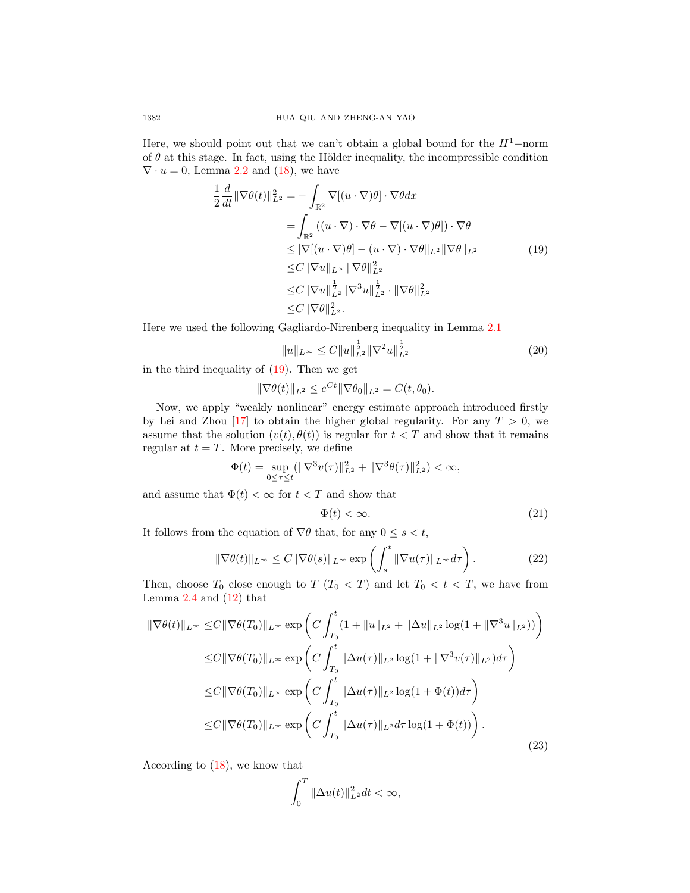Here, we should point out that we can't obtain a global bound for the $H^1-$norm of $\theta$ at this stage. In fact, using the Hölder inequality, the incompressible condition $\nabla \cdot u = 0$, Lemma 2.2 and (18), we have

$$
\begin{aligned}
\frac{1}{2}\frac{d}{dt}\|\nabla\theta(t)\|_{L^2}^2 =& -\int_{\mathbb{R}^2} \nabla[(u\cdot\nabla)\theta]\cdot\nabla\theta dx\\
=& \int_{\mathbb{R}^2} ((u\cdot\nabla)\cdot\nabla\theta - \nabla[(u\cdot\nabla)\theta])\cdot\nabla\theta\\
\leq& \|\nabla[(u\cdot\nabla)\theta] - (u\cdot\nabla)\cdot\nabla\theta\|_{L^2}\|\nabla\theta\|_{L^2}\\
\leq& C\|\nabla u\|_{L^\infty}\|\nabla\theta\|_{L^2}^2\\
\leq& C\|\nabla u\|_{L^2}^{\frac{1}{2}}\|\nabla^3 u\|_{L^2}^{\frac{1}{2}}\cdot\|\nabla\theta\|_{L^2}^2\\
\leq& C\|\nabla\theta\|_{L^2}^2.
\end{aligned}
\tag{19}
$$

Here we used the following Gagliardo-Nirenberg inequality in Lemma 2.1

$$
\|u\|_{L^\infty} \leq C\|u\|_{L^2}^{\frac{1}{2}}\|\nabla^2 u\|_{L^2}^{\frac{1}{2}} \tag{20}
$$

in the third inequality of (19). Then we get

$$
\|\nabla\theta(t)\|_{L^2} \leq e^{Ct}\|\nabla\theta_0\|_{L^2} = C(t,\theta_0).
$$

Now, we apply "weakly nonlinear" energy estimate approach introduced firstly by Lei and Zhou [17] to obtain the higher global regularity. For any $T > 0$, we assume that the solution $(v(t), \theta(t))$ is regular for $t < T$ and show that it remains regular at $t = T$. More precisely, we define

$$
\Phi(t) = \sup_{0\leq\tau\leq t}(\|\nabla^3 v(\tau)\|_{L^2}^2 + \|\nabla^3\theta(\tau)\|_{L^2}^2) < \infty,
$$

and assume that $\Phi(t) < \infty$ for $t < T$ and show that

$$
\Phi(t) < \infty. \tag{21}
$$

It follows from the equation of $\nabla\theta$ that, for any $0 \leq s < t$,

$$
\|\nabla\theta(t)\|_{L^\infty} \leq C\|\nabla\theta(s)\|_{L^\infty}\exp\left(\int_s^t \|\nabla u(\tau)\|_{L^\infty}d\tau\right). \tag{22}
$$

Then, choose $T_0$ close enough to $T$ ($T_0 < T$) and let $T_0 < t < T$, we have from Lemma 2.4 and (12) that

$$
\begin{aligned}
\|\nabla\theta(t)\|_{L^\infty} \leq& C\|\nabla\theta(T_0)\|_{L^\infty}\exp\left(C\int_{T_0}^t (1 + \|u\|_{L^2} + \|\Delta u\|_{L^2}\log(1 + \|\nabla^3 u\|_{L^2}))\right)\\
\leq& C\|\nabla\theta(T_0)\|_{L^\infty}\exp\left(C\int_{T_0}^t \|\Delta u(\tau)\|_{L^2}\log(1 + \|\nabla^3 v(\tau)\|_{L^2})d\tau\right)\\
\leq& C\|\nabla\theta(T_0)\|_{L^\infty}\exp\left(C\int_{T_0}^t \|\Delta u(\tau)\|_{L^2}\log(1 + \Phi(t))d\tau\right)\\
\leq& C\|\nabla\theta(T_0)\|_{L^\infty}\exp\left(C\int_{T_0}^t \|\Delta u(\tau)\|_{L^2}d\tau\log(1 + \Phi(t))\right).
\end{aligned}
\tag{23}
$$

According to (18), we know that

$$
\int_0^T \|\Delta u(t)\|_{L^2}^2 dt < \infty,
$$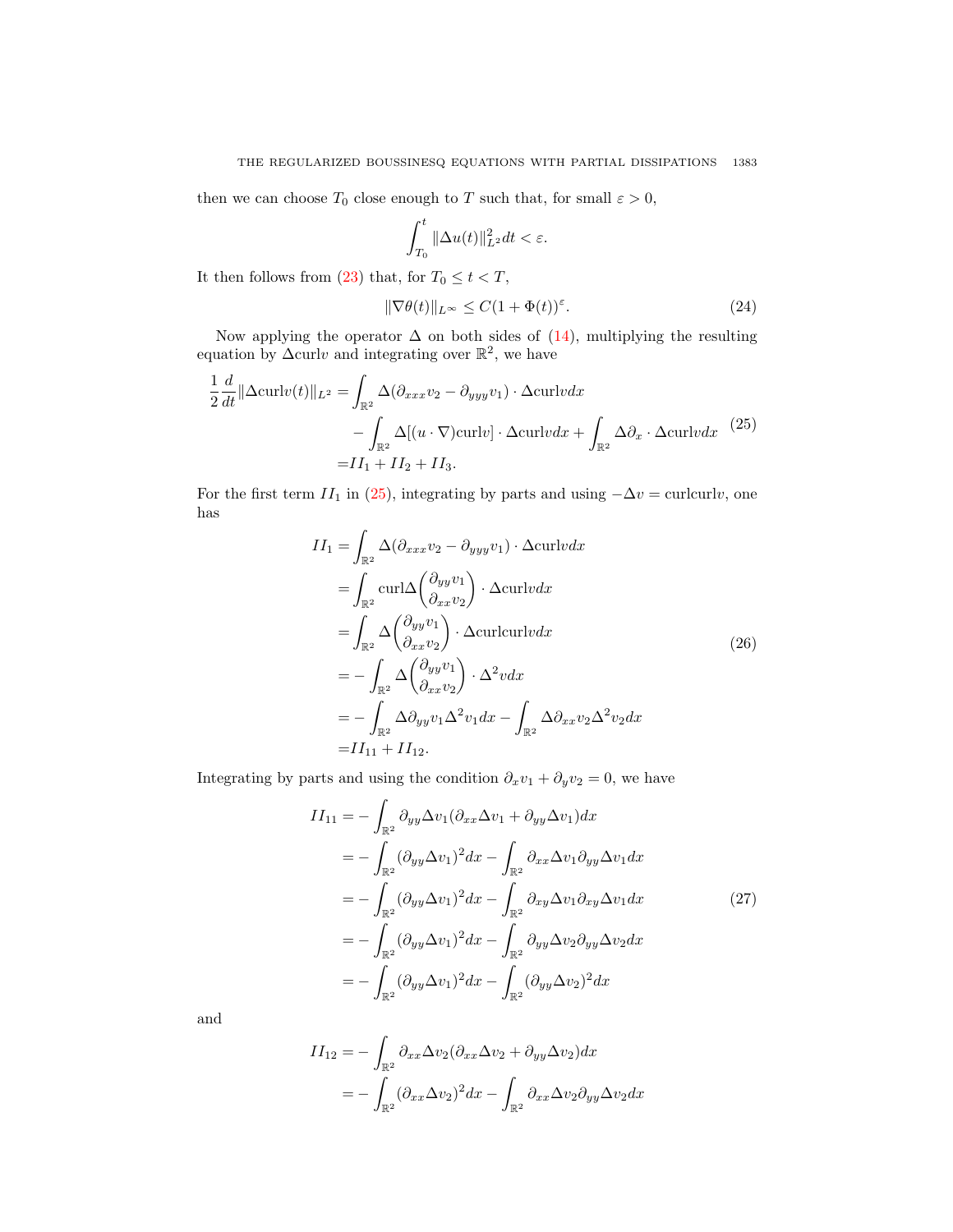then we can choose $T_0$ close enough to $T$ such that, for small $\varepsilon > 0$,

$$\int_{T_0}^{t} \|\Delta u(t)\|_{L^2}^2 dt < \varepsilon.$$

It then follows from (23) that, for $T_0 \le t < T$,

$$\|\nabla\theta(t)\|_{L^\infty} \le C(1 + \Phi(t))^{\varepsilon}. \tag{24}$$

Now applying the operator $\Delta$ on both sides of (14), multiplying the resulting equation by $\Delta \text{curl} v$ and integrating over $\mathbb{R}^2$, we have

$$\begin{aligned}
\frac{1}{2}\frac{d}{dt}\|\Delta \text{curl} v(t)\|_{L^2} =& \int_{\mathbb{R}^2} \Delta(\partial_{xxx} v_2 - \partial_{yyy} v_1) \cdot \Delta \text{curl} v dx \\
&- \int_{\mathbb{R}^2} \Delta[(u \cdot \nabla)\text{curl} v] \cdot \Delta \text{curl} v dx + \int_{\mathbb{R}^2} \Delta\partial_x \cdot \Delta \text{curl} v dx \\
=& II_1 + II_2 + II_3.
\end{aligned} \tag{25}$$

For the first term $II_1$ in (25), integrating by parts and using $-\Delta v = \text{curlcurl} v$, one has

$$\begin{aligned}
II_1 =& \int_{\mathbb{R}^2} \Delta(\partial_{xxx} v_2 - \partial_{yyy} v_1) \cdot \Delta \text{curl} v dx \\
=& \int_{\mathbb{R}^2} \text{curl}\Delta \begin{pmatrix} \partial_{yy} v_1 \\ \partial_{xx} v_2 \end{pmatrix} \cdot \Delta \text{curl} v dx \\
=& \int_{\mathbb{R}^2} \Delta \begin{pmatrix} \partial_{yy} v_1 \\ \partial_{xx} v_2 \end{pmatrix} \cdot \Delta \text{curlcurl} v dx \\
=& -\int_{\mathbb{R}^2} \Delta \begin{pmatrix} \partial_{yy} v_1 \\ \partial_{xx} v_2 \end{pmatrix} \cdot \Delta^2 v dx \\
=& -\int_{\mathbb{R}^2} \Delta\partial_{yy} v_1 \Delta^2 v_1 dx - \int_{\mathbb{R}^2} \Delta\partial_{xx} v_2 \Delta^2 v_2 dx \\
=& II_{11} + II_{12}.
\end{aligned} \tag{26}$$

Integrating by parts and using the condition $\partial_x v_1 + \partial_y v_2 = 0$, we have

$$\begin{aligned}
II_{11} =& -\int_{\mathbb{R}^2} \partial_{yy}\Delta v_1 (\partial_{xx}\Delta v_1 + \partial_{yy}\Delta v_1) dx \\
=& -\int_{\mathbb{R}^2} (\partial_{yy}\Delta v_1)^2 dx - \int_{\mathbb{R}^2} \partial_{xx}\Delta v_1 \partial_{yy}\Delta v_1 dx \\
=& -\int_{\mathbb{R}^2} (\partial_{yy}\Delta v_1)^2 dx - \int_{\mathbb{R}^2} \partial_{xy}\Delta v_1 \partial_{xy}\Delta v_1 dx \\
=& -\int_{\mathbb{R}^2} (\partial_{yy}\Delta v_1)^2 dx - \int_{\mathbb{R}^2} \partial_{yy}\Delta v_2 \partial_{yy}\Delta v_2 dx \\
=& -\int_{\mathbb{R}^2} (\partial_{yy}\Delta v_1)^2 dx - \int_{\mathbb{R}^2} (\partial_{yy}\Delta v_2)^2 dx
\end{aligned} \tag{27}$$

and

$$\begin{aligned}
II_{12} =& -\int_{\mathbb{R}^2} \partial_{xx}\Delta v_2 (\partial_{xx}\Delta v_2 + \partial_{yy}\Delta v_2) dx \\
=& -\int_{\mathbb{R}^2} (\partial_{xx}\Delta v_2)^2 dx - \int_{\mathbb{R}^2} \partial_{xx}\Delta v_2 \partial_{yy}\Delta v_2 dx
\end{aligned}$$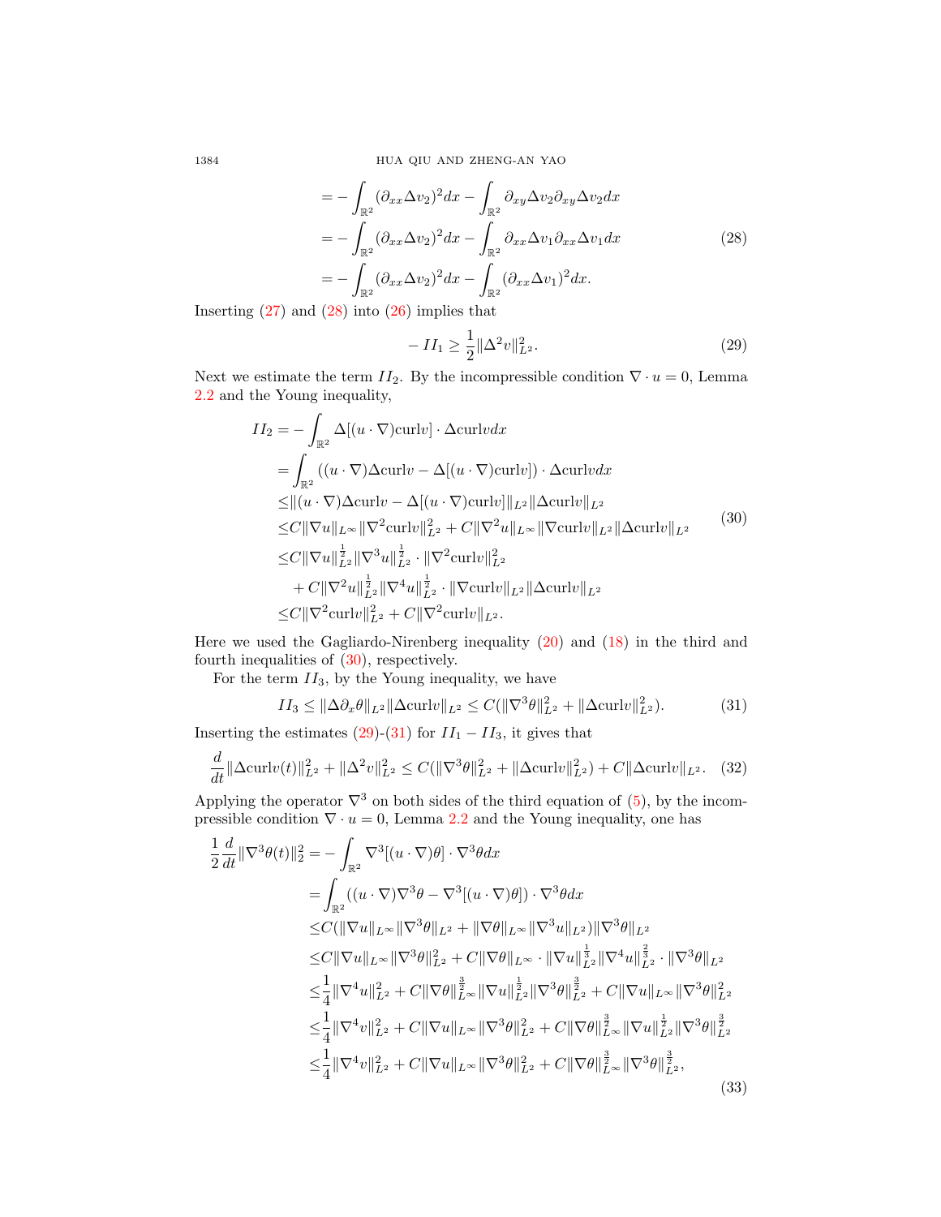$$
\begin{aligned}
&= -\int_{\mathbb{R}^2} (\partial_{xx}\Delta v_2)^2 dx - \int_{\mathbb{R}^2} \partial_{xy}\Delta v_2 \partial_{xy}\Delta v_2 dx \\
&= -\int_{\mathbb{R}^2} (\partial_{xx}\Delta v_2)^2 dx - \int_{\mathbb{R}^2} \partial_{xx}\Delta v_1 \partial_{xx}\Delta v_1 dx \\
&= -\int_{\mathbb{R}^2} (\partial_{xx}\Delta v_2)^2 dx - \int_{\mathbb{R}^2} (\partial_{xx}\Delta v_1)^2 dx.
\end{aligned}
\tag{28}
$$

Inserting (27) and (28) into (26) implies that

$$
-II_1 \geq \frac{1}{2}\|\Delta^2 v\|_{L^2}^2. \tag{29}
$$

Next we estimate the term $II_2$. By the incompressible condition $\nabla \cdot u = 0$, Lemma 2.2 and the Young inequality,

$$
\begin{aligned}
II_2 &= -\int_{\mathbb{R}^2} \Delta[(u\cdot\nabla)\mathrm{curl}v] \cdot \Delta \mathrm{curl} v dx \\
&= \int_{\mathbb{R}^2} ((u\cdot\nabla)\Delta\mathrm{curl}v - \Delta[(u\cdot\nabla)\mathrm{curl}v]) \cdot \Delta\mathrm{curl}v dx \\
&\leq \|(u\cdot\nabla)\Delta\mathrm{curl}v - \Delta[(u\cdot\nabla)\mathrm{curl}v]\|_{L^2}\|\Delta\mathrm{curl}v\|_{L^2} \\
&\leq C\|\nabla u\|_{L^\infty}\|\nabla^2\mathrm{curl}v\|_{L^2}^2 + C\|\nabla^2 u\|_{L^\infty}\|\nabla\mathrm{curl}v\|_{L^2}\|\Delta\mathrm{curl}v\|_{L^2} \\
&\leq C\|\nabla u\|_{L^2}^{\frac{1}{2}}\|\nabla^3 u\|_{L^2}^{\frac{1}{2}} \cdot \|\nabla^2\mathrm{curl}v\|_{L^2}^2 \\
&\quad + C\|\nabla^2 u\|_{L^2}^{\frac{1}{2}}\|\nabla^4 u\|_{L^2}^{\frac{1}{2}} \cdot \|\nabla\mathrm{curl}v\|_{L^2}\|\Delta\mathrm{curl}v\|_{L^2} \\
&\leq C\|\nabla^2\mathrm{curl}v\|_{L^2}^2 + C\|\nabla^2\mathrm{curl}v\|_{L^2}.
\end{aligned}
\tag{30}
$$

Here we used the Gagliardo-Nirenberg inequality (20) and (18) in the third and fourth inequalities of (30), respectively.

For the term $II_3$, by the Young inequality, we have

$$
II_3 \leq \|\Delta\partial_x\theta\|_{L^2}\|\Delta\mathrm{curl}v\|_{L^2} \leq C(\|\nabla^3\theta\|_{L^2}^2 + \|\Delta\mathrm{curl}v\|_{L^2}^2). \tag{31}
$$

Inserting the estimates (29)-(31) for $II_1 - II_3$, it gives that

$$
\frac{d}{dt}\|\Delta\mathrm{curl}v(t)\|_{L^2}^2 + \|\Delta^2 v\|_{L^2}^2 \leq C(\|\nabla^3\theta\|_{L^2}^2 + \|\Delta\mathrm{curl}v\|_{L^2}^2) + C\|\Delta\mathrm{curl}v\|_{L^2}. \tag{32}
$$

Applying the operator $\nabla^3$ on both sides of the third equation of (5), by the incompressible condition $\nabla\cdot u = 0$, Lemma 2.2 and the Young inequality, one has

$$
\begin{aligned}
\frac{1}{2}\frac{d}{dt}\|\nabla^3\theta(t)\|_2^2 &= -\int_{\mathbb{R}^2} \nabla^3[(u\cdot\nabla)\theta]\cdot\nabla^3\theta dx \\
&= \int_{\mathbb{R}^2} ((u\cdot\nabla)\nabla^3\theta - \nabla^3[(u\cdot\nabla)\theta])\cdot\nabla^3\theta dx \\
&\leq C(\|\nabla u\|_{L^\infty}\|\nabla^3\theta\|_{L^2} + \|\nabla\theta\|_{L^\infty}\|\nabla^3 u\|_{L^2})\|\nabla^3\theta\|_{L^2} \\
&\leq C\|\nabla u\|_{L^\infty}\|\nabla^3\theta\|_{L^2}^2 + C\|\nabla\theta\|_{L^\infty}\cdot\|\nabla u\|_{L^2}^{\frac{1}{3}}\|\nabla^4 u\|_{L^2}^{\frac{2}{3}}\cdot\|\nabla^3\theta\|_{L^2} \\
&\leq \frac{1}{4}\|\nabla^4 u\|_{L^2}^2 + C\|\nabla\theta\|_{L^\infty}^{\frac{3}{2}}\|\nabla u\|_{L^2}^{\frac{1}{2}}\|\nabla^3\theta\|_{L^2}^{\frac{3}{2}} + C\|\nabla u\|_{L^\infty}\|\nabla^3\theta\|_{L^2}^2 \\
&\leq \frac{1}{4}\|\nabla^4 v\|_{L^2}^2 + C\|\nabla u\|_{L^\infty}\|\nabla^3\theta\|_{L^2}^2 + C\|\nabla\theta\|_{L^\infty}^{\frac{3}{2}}\|\nabla u\|_{L^2}^{\frac{1}{2}}\|\nabla^3\theta\|_{L^2}^{\frac{3}{2}} \\
&\leq \frac{1}{4}\|\nabla^4 v\|_{L^2}^2 + C\|\nabla u\|_{L^\infty}\|\nabla^3\theta\|_{L^2}^2 + C\|\nabla\theta\|_{L^\infty}^{\frac{3}{2}}\|\nabla^3\theta\|_{L^2}^{\frac{3}{2}},
\end{aligned}
\tag{33}
$$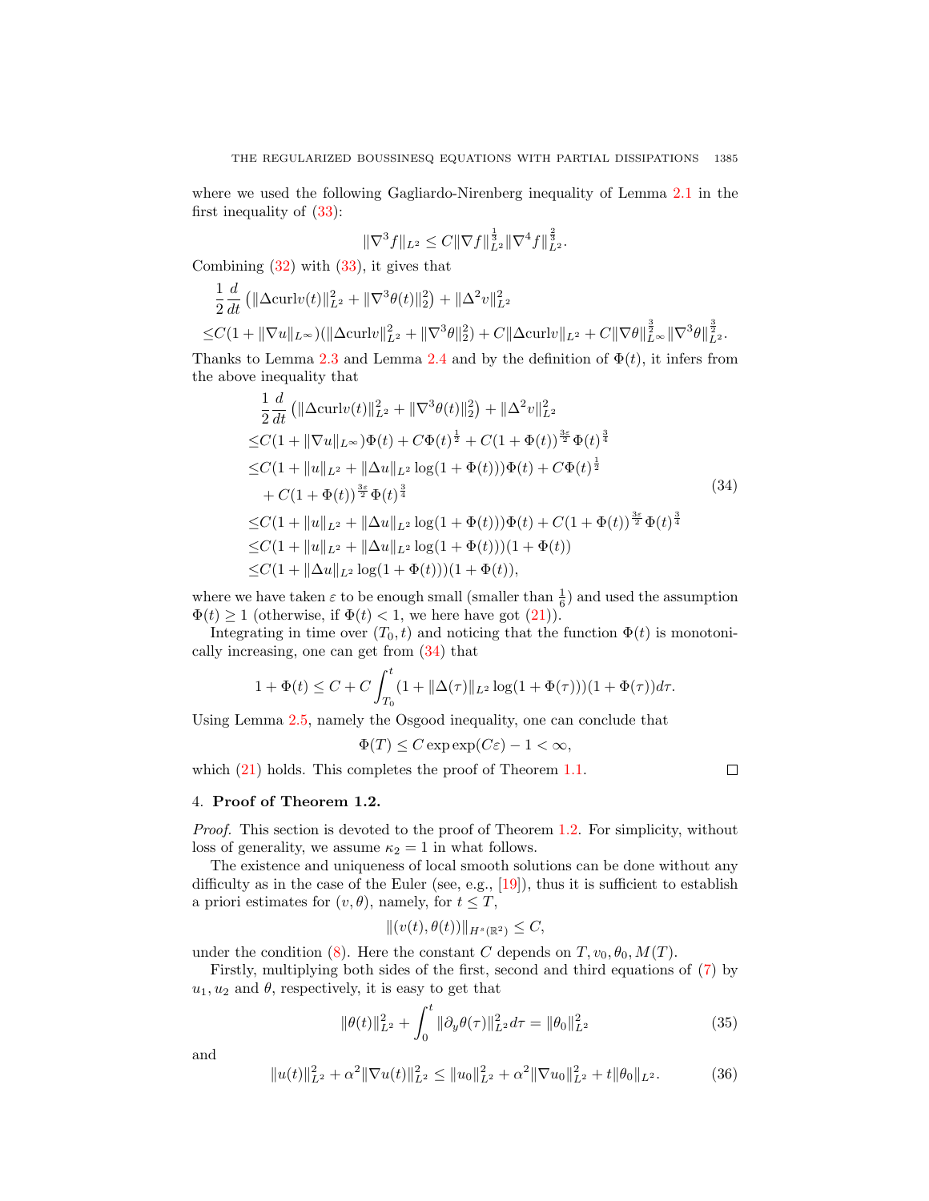where we used the following Gagliardo-Nirenberg inequality of Lemma 2.1 in the first inequality of (33):

$$\|\nabla^3 f\|_{L^2} \leq C\|\nabla f\|_{L^2}^{\frac{1}{3}} \|\nabla^4 f\|_{L^2}^{\frac{2}{3}}.$$

Combining (32) with (33), it gives that

$$\begin{aligned}
&\frac{1}{2}\frac{d}{dt}\left(\|\Delta \mathrm{curl} v(t)\|_{L^2}^2 + \|\nabla^3\theta(t)\|_2^2\right) + \|\Delta^2 v\|_{L^2}^2 \\
\leq & C(1+\|\nabla u\|_{L^\infty})(\|\Delta \mathrm{curl} v\|_{L^2}^2 + \|\nabla^3\theta\|_2^2) + C\|\Delta \mathrm{curl} v\|_{L^2} + C\|\nabla\theta\|_{L^\infty}^{\frac{3}{2}}\|\nabla^3\theta\|_{L^2}^{\frac{3}{2}}.
\end{aligned}$$

Thanks to Lemma 2.3 and Lemma 2.4 and by the definition of $\Phi(t)$, it infers from the above inequality that

$$\begin{aligned}
&\frac{1}{2}\frac{d}{dt}\left(\|\Delta \mathrm{curl} v(t)\|_{L^2}^2 + \|\nabla^3\theta(t)\|_2^2\right) + \|\Delta^2 v\|_{L^2}^2 \\
\leq & C(1+\|\nabla u\|_{L^\infty})\Phi(t) + C\Phi(t)^{\frac{1}{2}} + C(1+\Phi(t))^{\frac{3\varepsilon}{2}}\Phi(t)^{\frac{3}{4}} \\
\leq & C(1+\|u\|_{L^2} + \|\Delta u\|_{L^2}\log(1+\Phi(t)))\Phi(t) + C\Phi(t)^{\frac{1}{2}} \\
& + C(1+\Phi(t))^{\frac{3\varepsilon}{2}}\Phi(t)^{\frac{3}{4}} \\
\leq & C(1+\|u\|_{L^2} + \|\Delta u\|_{L^2}\log(1+\Phi(t)))\Phi(t) + C(1+\Phi(t))^{\frac{3\varepsilon}{2}}\Phi(t)^{\frac{3}{4}} \\
\leq & C(1+\|u\|_{L^2} + \|\Delta u\|_{L^2}\log(1+\Phi(t)))(1+\Phi(t)) \\
\leq & C(1+\|\Delta u\|_{L^2}\log(1+\Phi(t)))(1+\Phi(t)),
\end{aligned} \tag{34}$$

where we have taken $\varepsilon$ to be enough small (smaller than $\frac{1}{6}$) and used the assumption $\Phi(t) \geq 1$ (otherwise, if $\Phi(t) < 1$, we here have got (21)).

Integrating in time over $(T_0, t)$ and noticing that the function $\Phi(t)$ is monotonically increasing, one can get from (34) that

$$1 + \Phi(t) \leq C + C\int_{T_0}^{t}(1+\|\Delta(\tau)\|_{L^2}\log(1+\Phi(\tau)))(1+\Phi(\tau))d\tau.$$

Using Lemma 2.5, namely the Osgood inequality, one can conclude that

$$\Phi(T) \leq C\exp\exp(C\varepsilon) - 1 < \infty,$$

which (21) holds. This completes the proof of Theorem 1.1. □

## 4. **Proof of Theorem 1.2.**

*Proof.* This section is devoted to the proof of Theorem 1.2. For simplicity, without loss of generality, we assume $\kappa_2 = 1$ in what follows.

The existence and uniqueness of local smooth solutions can be done without any difficulty as in the case of the Euler (see, e.g., [19]), thus it is sufficient to establish a priori estimates for $(v, \theta)$, namely, for $t \leq T$,

$$\|(v(t), \theta(t))\|_{H^s(\mathbb{R}^2)} \leq C,$$

under the condition (8). Here the constant $C$ depends on $T, v_0, \theta_0, M(T)$.

Firstly, multiplying both sides of the first, second and third equations of (7) by $u_1, u_2$ and $\theta$, respectively, it is easy to get that

$$\|\theta(t)\|_{L^2}^2 + \int_0^t \|\partial_y\theta(\tau)\|_{L^2}^2 d\tau = \|\theta_0\|_{L^2}^2 \tag{35}$$

and

$$\|u(t)\|_{L^2}^2 + \alpha^2\|\nabla u(t)\|_{L^2}^2 \leq \|u_0\|_{L^2}^2 + \alpha^2\|\nabla u_0\|_{L^2}^2 + t\|\theta_0\|_{L^2}. \tag{36}$$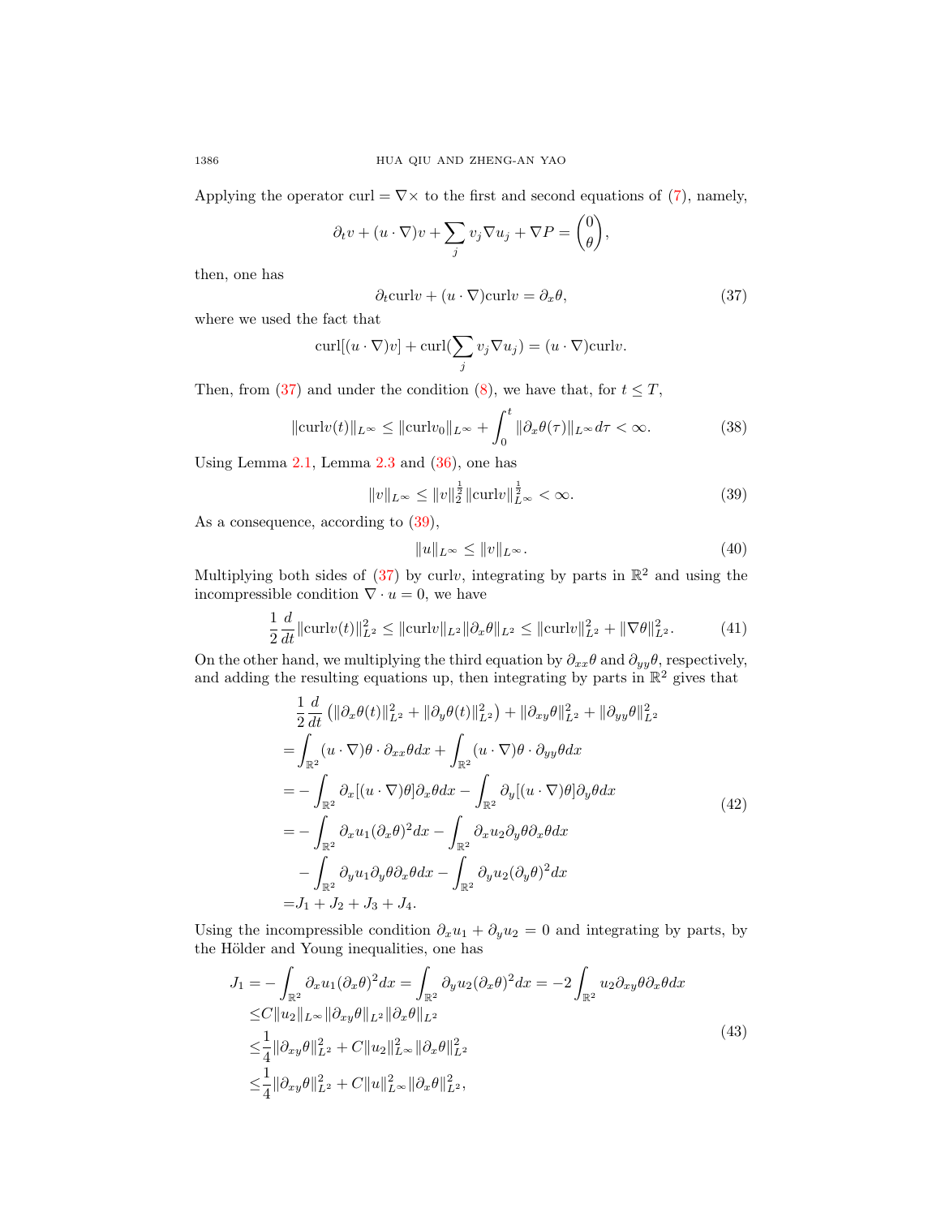Applying the operator curl $= \nabla\times$ to the first and second equations of (7), namely,

$$\partial_t v + (u\cdot\nabla)v + \sum_j v_j \nabla u_j + \nabla P = \begin{pmatrix} 0 \\ \theta \end{pmatrix},$$

then, one has

$$\partial_t \mathrm{curl} v + (u\cdot\nabla)\mathrm{curl} v = \partial_x \theta, \tag{37}$$

where we used the fact that

$$\mathrm{curl}[(u\cdot\nabla)v] + \mathrm{curl}(\sum_j v_j \nabla u_j) = (u\cdot\nabla)\mathrm{curl} v.$$

Then, from (37) and under the condition (8), we have that, for $t\le T$,

$$\|\mathrm{curl} v(t)\|_{L^\infty} \le \|\mathrm{curl} v_0\|_{L^\infty} + \int_0^t \|\partial_x\theta(\tau)\|_{L^\infty} d\tau < \infty. \tag{38}$$

Using Lemma 2.1, Lemma 2.3 and (36), one has

$$\|v\|_{L^\infty} \le \|v\|_2^{\frac{1}{2}} \|\mathrm{curl} v\|_{L^\infty}^{\frac{1}{2}} < \infty. \tag{39}$$

As a consequence, according to (39),

$$\|u\|_{L^\infty} \le \|v\|_{L^\infty}. \tag{40}$$

Multiplying both sides of (37) by curl$v$, integrating by parts in $\mathbb{R}^2$ and using the incompressible condition $\nabla\cdot u = 0$, we have

$$\frac{1}{2}\frac{d}{dt}\|\mathrm{curl} v(t)\|_{L^2}^2 \le \|\mathrm{curl} v\|_{L^2}\|\partial_x\theta\|_{L^2} \le \|\mathrm{curl} v\|_{L^2}^2 + \|\nabla\theta\|_{L^2}^2. \tag{41}$$

On the other hand, we multiplying the third equation by $\partial_{xx}\theta$ and $\partial_{yy}\theta$, respectively, and adding the resulting equations up, then integrating by parts in $\mathbb{R}^2$ gives that

$$\begin{aligned}
&\frac{1}{2}\frac{d}{dt}\left(\|\partial_x\theta(t)\|_{L^2}^2 + \|\partial_y\theta(t)\|_{L^2}^2\right) + \|\partial_{xy}\theta\|_{L^2}^2 + \|\partial_{yy}\theta\|_{L^2}^2 \\
=&\int_{\mathbb{R}^2} (u\cdot\nabla)\theta\cdot\partial_{xx}\theta dx + \int_{\mathbb{R}^2}(u\cdot\nabla)\theta\cdot\partial_{yy}\theta dx \\
=&-\int_{\mathbb{R}^2}\partial_x[(u\cdot\nabla)\theta]\partial_x\theta dx - \int_{\mathbb{R}^2}\partial_y[(u\cdot\nabla)\theta]\partial_y\theta dx \\
=&-\int_{\mathbb{R}^2}\partial_x u_1(\partial_x\theta)^2 dx - \int_{\mathbb{R}^2}\partial_x u_2 \partial_y\theta\partial_x\theta dx \\
&-\int_{\mathbb{R}^2}\partial_y u_1\partial_y\theta\partial_x\theta dx - \int_{\mathbb{R}^2}\partial_y u_2(\partial_y\theta)^2 dx \\
=&J_1 + J_2 + J_3 + J_4.
\end{aligned} \tag{42}$$

Using the incompressible condition $\partial_x u_1 + \partial_y u_2 = 0$ and integrating by parts, by the Hölder and Young inequalities, one has

$$\begin{aligned}
J_1 =& -\int_{\mathbb{R}^2}\partial_x u_1(\partial_x\theta)^2 dx = \int_{\mathbb{R}^2}\partial_y u_2(\partial_x\theta)^2 dx = -2\int_{\mathbb{R}^2} u_2\partial_{xy}\theta\partial_x\theta dx \\
\le& C\|u_2\|_{L^\infty}\|\partial_{xy}\theta\|_{L^2}\|\partial_x\theta\|_{L^2} \\
\le& \frac{1}{4}\|\partial_{xy}\theta\|_{L^2}^2 + C\|u_2\|_{L^\infty}^2\|\partial_x\theta\|_{L^2}^2 \\
\le& \frac{1}{4}\|\partial_{xy}\theta\|_{L^2}^2 + C\|u\|_{L^\infty}^2\|\partial_x\theta\|_{L^2}^2,
\end{aligned} \tag{43}$$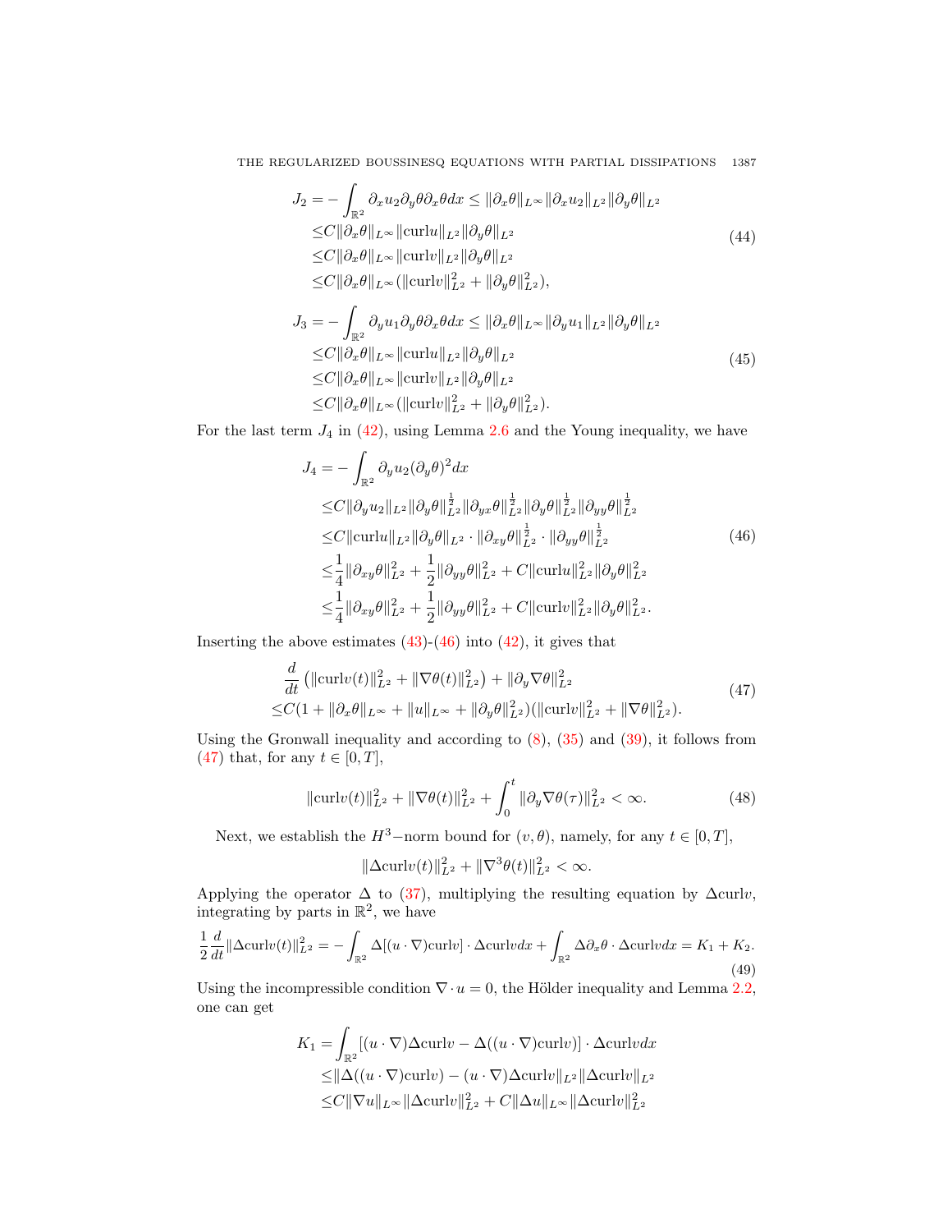$$
\begin{aligned}
J_2 = & -\int_{\mathbb{R}^2} \partial_x u_2 \partial_y \theta \partial_x \theta dx \le \|\partial_x \theta\|_{L^\infty} \|\partial_x u_2\|_{L^2} \|\partial_y \theta\|_{L^2} \\
\le & C\|\partial_x \theta\|_{L^\infty} \|\text{curl} u\|_{L^2} \|\partial_y \theta\|_{L^2} \\
\le & C\|\partial_x \theta\|_{L^\infty} \|\text{curl} v\|_{L^2} \|\partial_y \theta\|_{L^2} \\
\le & C\|\partial_x \theta\|_{L^\infty} (\|\text{curl} v\|_{L^2}^2 + \|\partial_y \theta\|_{L^2}^2),
\end{aligned} \tag{44}
$$

$$
\begin{aligned}
J_3 = & -\int_{\mathbb{R}^2} \partial_y u_1 \partial_y \theta \partial_x \theta dx \le \|\partial_x \theta\|_{L^\infty} \|\partial_y u_1\|_{L^2} \|\partial_y \theta\|_{L^2} \\
\le & C\|\partial_x \theta\|_{L^\infty} \|\text{curl} u\|_{L^2} \|\partial_y \theta\|_{L^2} \\
\le & C\|\partial_x \theta\|_{L^\infty} \|\text{curl} v\|_{L^2} \|\partial_y \theta\|_{L^2} \\
\le & C\|\partial_x \theta\|_{L^\infty} (\|\text{curl} v\|_{L^2}^2 + \|\partial_y \theta\|_{L^2}^2).
\end{aligned} \tag{45}
$$

For the last term $J_4$ in (42), using Lemma 2.6 and the Young inequality, we have

$$
\begin{aligned}
J_4 = & -\int_{\mathbb{R}^2} \partial_y u_2 (\partial_y \theta)^2 dx \\
\le & C\|\partial_y u_2\|_{L^2} \|\partial_y \theta\|_{L^2}^{\frac{1}{2}} \|\partial_{yx} \theta\|_{L^2}^{\frac{1}{2}} \|\partial_y \theta\|_{L^2}^{\frac{1}{2}} \|\partial_{yy} \theta\|_{L^2}^{\frac{1}{2}} \\
\le & C\|\text{curl} u\|_{L^2} \|\partial_y \theta\|_{L^2} \cdot \|\partial_{xy} \theta\|_{L^2}^{\frac{1}{2}} \cdot \|\partial_{yy} \theta\|_{L^2}^{\frac{1}{2}} \\
\le & \frac{1}{4}\|\partial_{xy} \theta\|_{L^2}^2 + \frac{1}{2}\|\partial_{yy} \theta\|_{L^2}^2 + C\|\text{curl} u\|_{L^2}^2 \|\partial_y \theta\|_{L^2}^2 \\
\le & \frac{1}{4}\|\partial_{xy} \theta\|_{L^2}^2 + \frac{1}{2}\|\partial_{yy} \theta\|_{L^2}^2 + C\|\text{curl} v\|_{L^2}^2 \|\partial_y \theta\|_{L^2}^2.
\end{aligned} \tag{46}
$$

Inserting the above estimates (43)-(46) into (42), it gives that

$$
\begin{aligned}
& \frac{d}{dt} \left( \|\text{curl} v(t)\|_{L^2}^2 + \|\nabla \theta(t)\|_{L^2}^2 \right) + \|\partial_y \nabla \theta\|_{L^2}^2 \\
\le & C(1 + \|\partial_x \theta\|_{L^\infty} + \|u\|_{L^\infty} + \|\partial_y \theta\|_{L^2}^2)(\|\text{curl} v\|_{L^2}^2 + \|\nabla \theta\|_{L^2}^2).
\end{aligned} \tag{47}
$$

Using the Gronwall inequality and according to (8), (35) and (39), it follows from (47) that, for any $t \in [0, T]$,

$$
\|\text{curl} v(t)\|_{L^2}^2 + \|\nabla \theta(t)\|_{L^2}^2 + \int_0^t \|\partial_y \nabla \theta(\tau)\|_{L^2}^2 < \infty. \tag{48}
$$

Next, we establish the $H^3-$norm bound for $(v, \theta)$, namely, for any $t \in [0, T]$,

$$
\|\Delta \text{curl} v(t)\|_{L^2}^2 + \|\nabla^3 \theta(t)\|_{L^2}^2 < \infty.
$$

Applying the operator $\Delta$ to (37), multiplying the resulting equation by $\Delta \text{curl} v$, integrating by parts in $\mathbb{R}^2$, we have

$$
\frac{1}{2}\frac{d}{dt}\|\Delta \text{curl} v(t)\|_{L^2}^2 = -\int_{\mathbb{R}^2} \Delta[(u \cdot \nabla)\text{curl} v] \cdot \Delta \text{curl} v dx + \int_{\mathbb{R}^2} \Delta \partial_x \theta \cdot \Delta \text{curl} v dx = K_1 + K_2. \tag{49}
$$

Using the incompressible condition $\nabla \cdot u = 0$, the Hölder inequality and Lemma 2.2, one can get

$$
\begin{aligned}
K_1 = & \int_{\mathbb{R}^2} [(u \cdot \nabla)\Delta \text{curl} v - \Delta((u \cdot \nabla)\text{curl} v)] \cdot \Delta \text{curl} v dx \\
\le & \|\Delta((u \cdot \nabla)\text{curl} v) - (u \cdot \nabla)\Delta \text{curl} v\|_{L^2} \|\Delta \text{curl} v\|_{L^2} \\
\le & C\|\nabla u\|_{L^\infty} \|\Delta \text{curl} v\|_{L^2}^2 + C\|\Delta u\|_{L^\infty} \|\Delta \text{curl} v\|_{L^2}^2
\end{aligned}
$$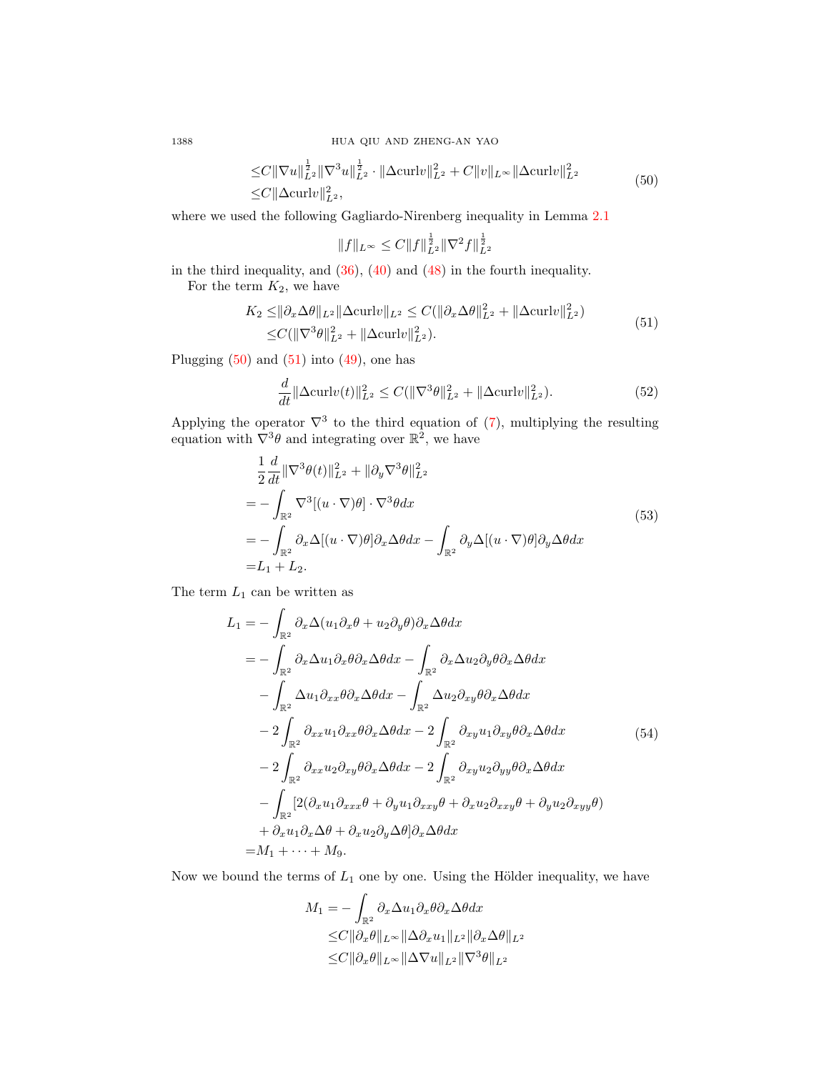$$
\begin{aligned}
&\leq C\|\nabla u\|_{L^2}^{\frac{1}{2}}\|\nabla^3 u\|_{L^2}^{\frac{1}{2}}\cdot\|\Delta \mathrm{curl} v\|_{L^2}^2 + C\|v\|_{L^\infty}\|\Delta \mathrm{curl} v\|_{L^2}^2 \\
&\leq C\|\Delta \mathrm{curl} v\|_{L^2}^2,
\end{aligned}
\tag{50}
$$

where we used the following Gagliardo-Nirenberg inequality in Lemma 2.1

$$
\|f\|_{L^\infty} \leq C\|f\|_{L^2}^{\frac{1}{2}}\|\nabla^2 f\|_{L^2}^{\frac{1}{2}}
$$

in the third inequality, and (36), (40) and (48) in the fourth inequality.

For the term $K_2$, we have

$$
\begin{aligned}
K_2 \leq &\|\partial_x \Delta\theta\|_{L^2}\|\Delta \mathrm{curl} v\|_{L^2} \leq C(\|\partial_x \Delta\theta\|_{L^2}^2 + \|\Delta \mathrm{curl} v\|_{L^2}^2) \\
\leq &C(\|\nabla^3\theta\|_{L^2}^2 + \|\Delta \mathrm{curl} v\|_{L^2}^2).
\end{aligned}
\tag{51}
$$

Plugging (50) and (51) into (49), one has

$$
\frac{d}{dt}\|\Delta \mathrm{curl} v(t)\|_{L^2}^2 \leq C(\|\nabla^3\theta\|_{L^2}^2 + \|\Delta \mathrm{curl} v\|_{L^2}^2).
\tag{52}
$$

Applying the operator $\nabla^3$ to the third equation of (7), multiplying the resulting equation with $\nabla^3\theta$ and integrating over $\mathbb{R}^2$, we have

$$
\begin{aligned}
&\frac{1}{2}\frac{d}{dt}\|\nabla^3\theta(t)\|_{L^2}^2 + \|\partial_y \nabla^3\theta\|_{L^2}^2 \\
=&-\int_{\mathbb{R}^2}\nabla^3[(u\cdot\nabla)\theta]\cdot\nabla^3\theta dx \\
=&-\int_{\mathbb{R}^2}\partial_x\Delta[(u\cdot\nabla)\theta]\partial_x\Delta\theta dx - \int_{\mathbb{R}^2}\partial_y\Delta[(u\cdot\nabla)\theta]\partial_y\Delta\theta dx \\
=&L_1 + L_2.
\end{aligned}
\tag{53}
$$

The term $L_1$ can be written as

$$
\begin{aligned}
L_1 =&-\int_{\mathbb{R}^2}\partial_x\Delta(u_1\partial_x\theta + u_2\partial_y\theta)\partial_x\Delta\theta dx \\
=&-\int_{\mathbb{R}^2}\partial_x\Delta u_1\partial_x\theta\partial_x\Delta\theta dx - \int_{\mathbb{R}^2}\partial_x\Delta u_2\partial_y\theta\partial_x\Delta\theta dx \\
&-\int_{\mathbb{R}^2}\Delta u_1\partial_{xx}\theta\partial_x\Delta\theta dx - \int_{\mathbb{R}^2}\Delta u_2\partial_{xy}\theta\partial_x\Delta\theta dx \\
&-2\int_{\mathbb{R}^2}\partial_{xx}u_1\partial_{xx}\theta\partial_x\Delta\theta dx - 2\int_{\mathbb{R}^2}\partial_{xy}u_1\partial_{xy}\theta\partial_x\Delta\theta dx \\
&-2\int_{\mathbb{R}^2}\partial_{xx}u_2\partial_{xy}\theta\partial_x\Delta\theta dx - 2\int_{\mathbb{R}^2}\partial_{xy}u_2\partial_{yy}\theta\partial_x\Delta\theta dx \\
&-\int_{\mathbb{R}^2}[2(\partial_x u_1\partial_{xxx}\theta + \partial_y u_1\partial_{xxy}\theta + \partial_x u_2\partial_{xxy}\theta + \partial_y u_2\partial_{xyy}\theta) \\
&+\partial_x u_1\partial_x\Delta\theta + \partial_x u_2\partial_y\Delta\theta]\partial_x\Delta\theta dx \\
=&M_1 + \cdots + M_9.
\end{aligned}
\tag{54}
$$

Now we bound the terms of $L_1$ one by one. Using the Hölder inequality, we have

$$
\begin{aligned}
M_1 =&-\int_{\mathbb{R}^2}\partial_x\Delta u_1\partial_x\theta\partial_x\Delta\theta dx \\
\leq &C\|\partial_x\theta\|_{L^\infty}\|\Delta\partial_x u_1\|_{L^2}\|\partial_x\Delta\theta\|_{L^2} \\
\leq &C\|\partial_x\theta\|_{L^\infty}\|\Delta\nabla u\|_{L^2}\|\nabla^3\theta\|_{L^2}
\end{aligned}
$$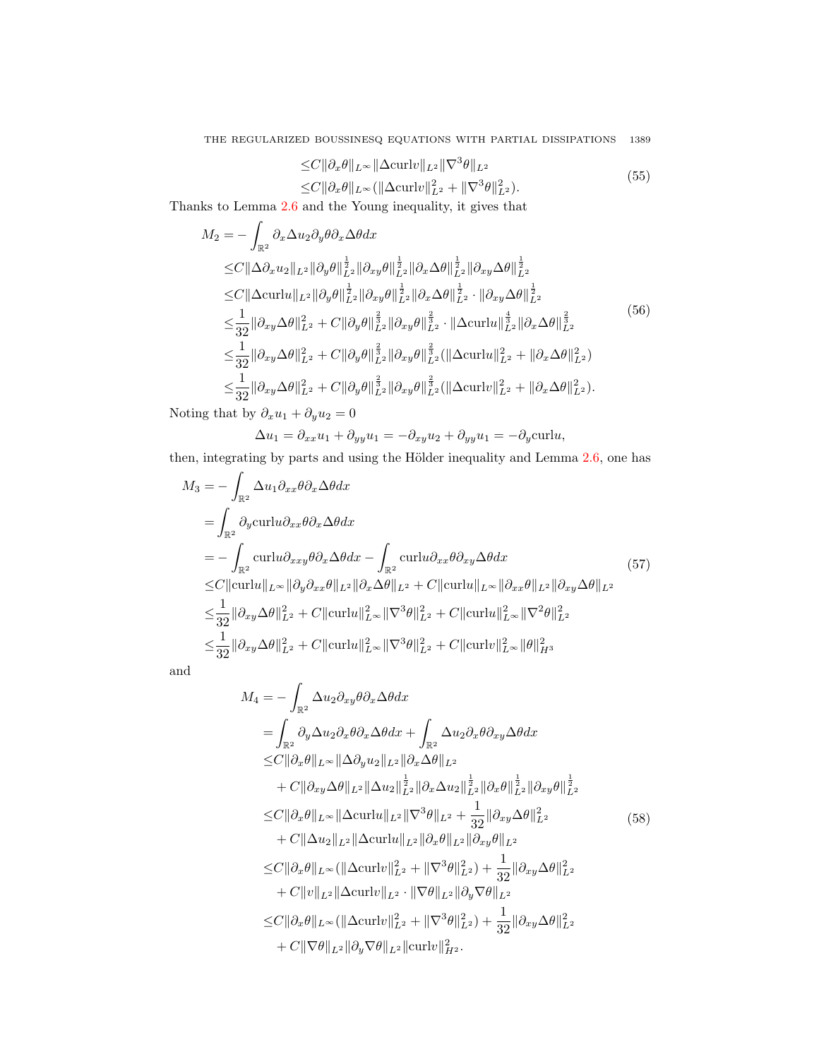$$
\begin{aligned}
&\leq C\|\partial_x\theta\|_{L^\infty}\|\Delta \text{curl} v\|_{L^2}\|\nabla^3\theta\|_{L^2} \\
&\leq C\|\partial_x\theta\|_{L^\infty}(\|\Delta \text{curl} v\|_{L^2}^2 + \|\nabla^3\theta\|_{L^2}^2).
\end{aligned}
\tag{55}
$$

Thanks to Lemma 2.6 and the Young inequality, it gives that

$$
\begin{aligned}
M_2 =& -\int_{\mathbb{R}^2} \partial_x \Delta u_2 \partial_y \theta \partial_x \Delta\theta dx \\
\leq& C\|\Delta\partial_x u_2\|_{L^2}\|\partial_y\theta\|_{L^2}^{\frac{1}{2}}\|\partial_{xy}\theta\|_{L^2}^{\frac{1}{2}}\|\partial_x\Delta\theta\|_{L^2}^{\frac{1}{2}}\|\partial_{xy}\Delta\theta\|_{L^2}^{\frac{1}{2}} \\
\leq& C\|\Delta \text{curl} u\|_{L^2}\|\partial_y\theta\|_{L^2}^{\frac{1}{2}}\|\partial_{xy}\theta\|_{L^2}^{\frac{1}{2}}\|\partial_x\Delta\theta\|_{L^2}^{\frac{1}{2}} \cdot \|\partial_{xy}\Delta\theta\|_{L^2}^{\frac{1}{2}} \\
\leq& \frac{1}{32}\|\partial_{xy}\Delta\theta\|_{L^2}^2 + C\|\partial_y\theta\|_{L^2}^{\frac{2}{3}}\|\partial_{xy}\theta\|_{L^2}^{\frac{2}{3}} \cdot \|\Delta \text{curl} u\|_{L^2}^{\frac{4}{3}}\|\partial_x\Delta\theta\|_{L^2}^{\frac{2}{3}} \\
\leq& \frac{1}{32}\|\partial_{xy}\Delta\theta\|_{L^2}^2 + C\|\partial_y\theta\|_{L^2}^{\frac{2}{3}}\|\partial_{xy}\theta\|_{L^2}^{\frac{2}{3}}(\|\Delta \text{curl} u\|_{L^2}^2 + \|\partial_x\Delta\theta\|_{L^2}^2) \\
\leq& \frac{1}{32}\|\partial_{xy}\Delta\theta\|_{L^2}^2 + C\|\partial_y\theta\|_{L^2}^{\frac{2}{3}}\|\partial_{xy}\theta\|_{L^2}^{\frac{2}{3}}(\|\Delta \text{curl} v\|_{L^2}^2 + \|\partial_x\Delta\theta\|_{L^2}^2).
\end{aligned}
\tag{56}
$$

Noting that by $\partial_x u_1 + \partial_y u_2 = 0$

$$
\Delta u_1 = \partial_{xx}u_1 + \partial_{yy}u_1 = -\partial_{xy}u_2 + \partial_{yy}u_1 = -\partial_y \text{curl} u,
$$

then, integrating by parts and using the Hölder inequality and Lemma 2.6, one has

$$
\begin{aligned}
M_3 =& -\int_{\mathbb{R}^2} \Delta u_1 \partial_{xx}\theta \partial_x \Delta\theta dx \\
=& \int_{\mathbb{R}^2} \partial_y \text{curl} u \partial_{xx}\theta \partial_x\Delta\theta dx \\
=& -\int_{\mathbb{R}^2} \text{curl} u \partial_{xxy}\theta \partial_x\Delta\theta dx - \int_{\mathbb{R}^2} \text{curl} u \partial_{xx}\theta \partial_{xy}\Delta\theta dx \\
\leq& C\|\text{curl} u\|_{L^\infty}\|\partial_y\partial_{xx}\theta\|_{L^2}\|\partial_x\Delta\theta\|_{L^2} + C\|\text{curl} u\|_{L^\infty}\|\partial_{xx}\theta\|_{L^2}\|\partial_{xy}\Delta\theta\|_{L^2} \\
\leq& \frac{1}{32}\|\partial_{xy}\Delta\theta\|_{L^2}^2 + C\|\text{curl} u\|_{L^\infty}^2\|\nabla^3\theta\|_{L^2}^2 + C\|\text{curl} u\|_{L^\infty}^2\|\nabla^2\theta\|_{L^2}^2 \\
\leq& \frac{1}{32}\|\partial_{xy}\Delta\theta\|_{L^2}^2 + C\|\text{curl} u\|_{L^\infty}^2\|\nabla^3\theta\|_{L^2}^2 + C\|\text{curl} v\|_{L^\infty}^2\|\theta\|_{H^3}^2
\end{aligned}
\tag{57}
$$

and

$$
\begin{aligned}
M_4 =& -\int_{\mathbb{R}^2} \Delta u_2 \partial_{xy}\theta \partial_x\Delta\theta dx \\
=& \int_{\mathbb{R}^2} \partial_y \Delta u_2 \partial_x\theta \partial_x\Delta\theta dx + \int_{\mathbb{R}^2} \Delta u_2 \partial_x\theta \partial_{xy}\Delta\theta dx \\
\leq& C\|\partial_x\theta\|_{L^\infty}\|\Delta\partial_y u_2\|_{L^2}\|\partial_x\Delta\theta\|_{L^2} \\
&+ C\|\partial_{xy}\Delta\theta\|_{L^2}\|\Delta u_2\|_{L^2}^{\frac{1}{2}}\|\partial_x\Delta u_2\|_{L^2}^{\frac{1}{2}}\|\partial_x\theta\|_{L^2}^{\frac{1}{2}}\|\partial_{xy}\theta\|_{L^2}^{\frac{1}{2}} \\
\leq& C\|\partial_x\theta\|_{L^\infty}\|\Delta \text{curl} u\|_{L^2}\|\nabla^3\theta\|_{L^2} + \frac{1}{32}\|\partial_{xy}\Delta\theta\|_{L^2}^2 \\
&+ C\|\Delta u_2\|_{L^2}\|\Delta \text{curl} u\|_{L^2}\|\partial_x\theta\|_{L^2}\|\partial_{xy}\theta\|_{L^2} \\
\leq& C\|\partial_x\theta\|_{L^\infty}(\|\Delta \text{curl} v\|_{L^2}^2 + \|\nabla^3\theta\|_{L^2}^2) + \frac{1}{32}\|\partial_{xy}\Delta\theta\|_{L^2}^2 \\
&+ C\|v\|_{L^2}\|\Delta \text{curl} v\|_{L^2} \cdot \|\nabla\theta\|_{L^2}\|\partial_y\nabla\theta\|_{L^2} \\
\leq& C\|\partial_x\theta\|_{L^\infty}(\|\Delta \text{curl} v\|_{L^2}^2 + \|\nabla^3\theta\|_{L^2}^2) + \frac{1}{32}\|\partial_{xy}\Delta\theta\|_{L^2}^2 \\
&+ C\|\nabla\theta\|_{L^2}\|\partial_y\nabla\theta\|_{L^2}\|\text{curl} v\|_{H^2}^2.
\end{aligned}
\tag{58}
$$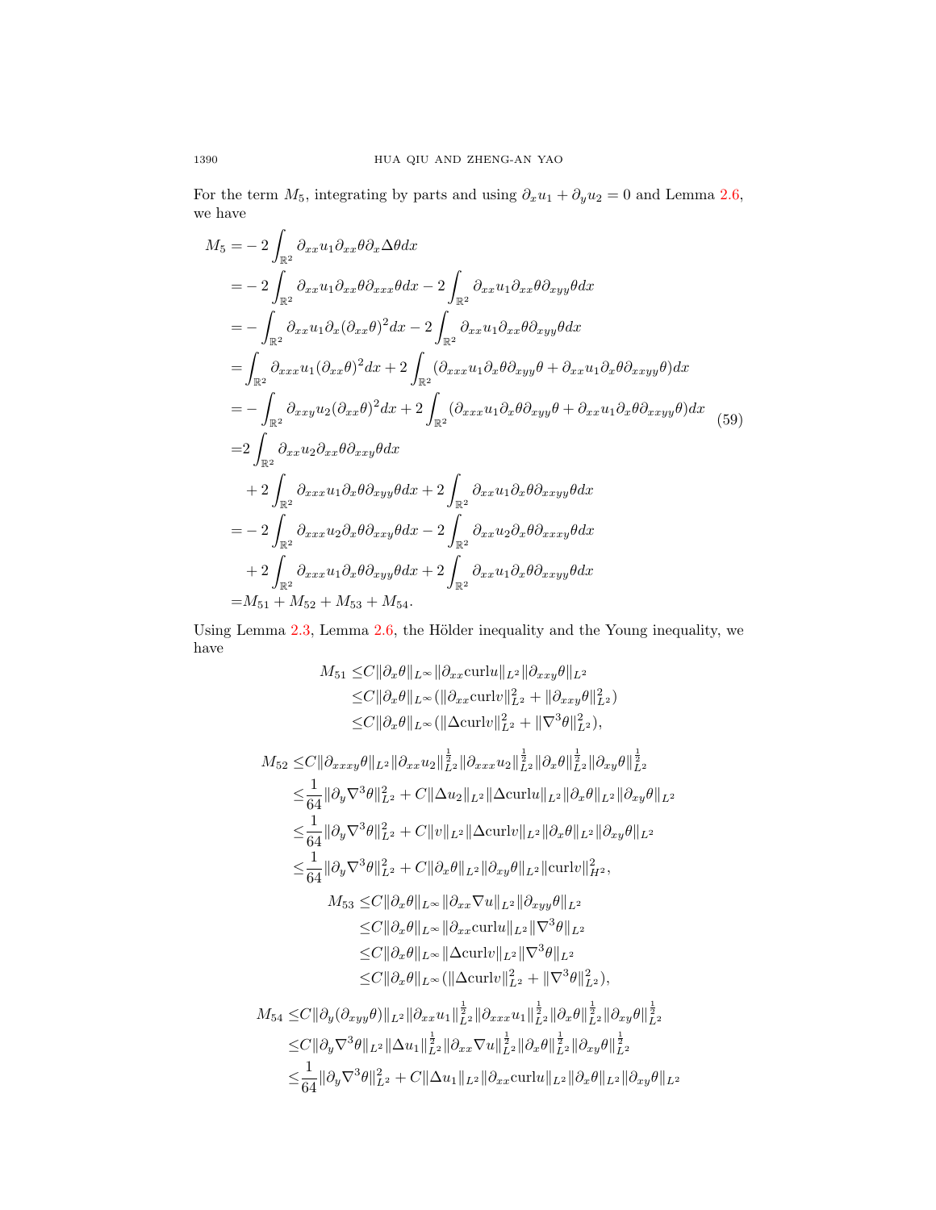For the term $M_5$, integrating by parts and using $\partial_x u_1 + \partial_y u_2 = 0$ and Lemma 2.6, we have

$$
\begin{aligned}
M_5 =& -2\int_{\mathbb{R}^2} \partial_{xx}u_1 \partial_{xx}\theta \partial_x \Delta\theta dx \\
=& -2\int_{\mathbb{R}^2} \partial_{xx}u_1 \partial_{xx}\theta \partial_{xxx}\theta dx - 2\int_{\mathbb{R}^2} \partial_{xx}u_1 \partial_{xx}\theta \partial_{xyy}\theta dx \\
=& -\int_{\mathbb{R}^2} \partial_{xx}u_1 \partial_x(\partial_{xx}\theta)^2 dx - 2\int_{\mathbb{R}^2} \partial_{xx}u_1 \partial_{xx}\theta \partial_{xyy}\theta dx \\
=& \int_{\mathbb{R}^2} \partial_{xxx}u_1 (\partial_{xx}\theta)^2 dx + 2\int_{\mathbb{R}^2} (\partial_{xxx}u_1 \partial_x\theta \partial_{xyy}\theta + \partial_{xx}u_1 \partial_x\theta \partial_{xxyy}\theta) dx \\
=& -\int_{\mathbb{R}^2} \partial_{xxy}u_2 (\partial_{xx}\theta)^2 dx + 2\int_{\mathbb{R}^2} (\partial_{xxx}u_1 \partial_x\theta \partial_{xyy}\theta + \partial_{xx}u_1 \partial_x\theta \partial_{xxyy}\theta) dx \\
=& 2\int_{\mathbb{R}^2} \partial_{xx}u_2 \partial_{xx}\theta \partial_{xxy}\theta dx \\
&+ 2\int_{\mathbb{R}^2} \partial_{xxx}u_1 \partial_x\theta \partial_{xyy}\theta dx + 2\int_{\mathbb{R}^2} \partial_{xx}u_1 \partial_x\theta \partial_{xxyy}\theta dx \\
=& -2\int_{\mathbb{R}^2} \partial_{xxx}u_2 \partial_x\theta \partial_{xxy}\theta dx - 2\int_{\mathbb{R}^2} \partial_{xx}u_2 \partial_x\theta \partial_{xxxy}\theta dx \\
&+ 2\int_{\mathbb{R}^2} \partial_{xxx}u_1 \partial_x\theta \partial_{xyy}\theta dx + 2\int_{\mathbb{R}^2} \partial_{xx}u_1 \partial_x\theta \partial_{xxyy}\theta dx \\
=& M_{51} + M_{52} + M_{53} + M_{54}.
\end{aligned}
\tag{59}
$$

Using Lemma 2.3, Lemma 2.6, the Hölder inequality and the Young inequality, we have

$$
\begin{aligned}
M_{51} \leq& C\|\partial_x\theta\|_{L^\infty} \|\partial_{xx}\mathrm{curl}u\|_{L^2} \|\partial_{xxy}\theta\|_{L^2} \\
\leq& C\|\partial_x\theta\|_{L^\infty} (\|\partial_{xx}\mathrm{curl}v\|_{L^2}^2 + \|\partial_{xxy}\theta\|_{L^2}^2) \\
\leq& C\|\partial_x\theta\|_{L^\infty} (\|\Delta\mathrm{curl}v\|_{L^2}^2 + \|\nabla^3\theta\|_{L^2}^2),
\end{aligned}
$$

$$
\begin{aligned}
M_{52} \leq& C\|\partial_{xxxy}\theta\|_{L^2} \|\partial_{xx}u_2\|_{L^2}^{\frac{1}{2}} \|\partial_{xxx}u_2\|_{L^2}^{\frac{1}{2}} \|\partial_x\theta\|_{L^2}^{\frac{1}{2}} \|\partial_{xy}\theta\|_{L^2}^{\frac{1}{2}} \\
\leq& \frac{1}{64}\|\partial_y\nabla^3\theta\|_{L^2}^2 + C\|\Delta u_2\|_{L^2} \|\Delta\mathrm{curl}u\|_{L^2} \|\partial_x\theta\|_{L^2} \|\partial_{xy}\theta\|_{L^2} \\
\leq& \frac{1}{64}\|\partial_y\nabla^3\theta\|_{L^2}^2 + C\|v\|_{L^2} \|\Delta\mathrm{curl}v\|_{L^2} \|\partial_x\theta\|_{L^2} \|\partial_{xy}\theta\|_{L^2} \\
\leq& \frac{1}{64}\|\partial_y\nabla^3\theta\|_{L^2}^2 + C\|\partial_x\theta\|_{L^2} \|\partial_{xy}\theta\|_{L^2} \|\mathrm{curl}v\|_{H^2}^2,
\end{aligned}
$$

$$
\begin{aligned}
M_{53} \leq& C\|\partial_x\theta\|_{L^\infty} \|\partial_{xx}\nabla u\|_{L^2} \|\partial_{xyy}\theta\|_{L^2} \\
\leq& C\|\partial_x\theta\|_{L^\infty} \|\partial_{xx}\mathrm{curl}u\|_{L^2} \|\nabla^3\theta\|_{L^2} \\
\leq& C\|\partial_x\theta\|_{L^\infty} \|\Delta\mathrm{curl}v\|_{L^2} \|\nabla^3\theta\|_{L^2} \\
\leq& C\|\partial_x\theta\|_{L^\infty} (\|\Delta\mathrm{curl}v\|_{L^2}^2 + \|\nabla^3\theta\|_{L^2}^2),
\end{aligned}
$$

$$
\begin{aligned}
M_{54} \leq& C\|\partial_y(\partial_{xyy}\theta)\|_{L^2} \|\partial_{xx}u_1\|_{L^2}^{\frac{1}{2}} \|\partial_{xxx}u_1\|_{L^2}^{\frac{1}{2}} \|\partial_x\theta\|_{L^2}^{\frac{1}{2}} \|\partial_{xy}\theta\|_{L^2}^{\frac{1}{2}} \\
\leq& C\|\partial_y\nabla^3\theta\|_{L^2} \|\Delta u_1\|_{L^2}^{\frac{1}{2}} \|\partial_{xx}\nabla u\|_{L^2}^{\frac{1}{2}} \|\partial_x\theta\|_{L^2}^{\frac{1}{2}} \|\partial_{xy}\theta\|_{L^2}^{\frac{1}{2}} \\
\leq& \frac{1}{64}\|\partial_y\nabla^3\theta\|_{L^2}^2 + C\|\Delta u_1\|_{L^2} \|\partial_{xx}\mathrm{curl}u\|_{L^2} \|\partial_x\theta\|_{L^2} \|\partial_{xy}\theta\|_{L^2}
\end{aligned}
$$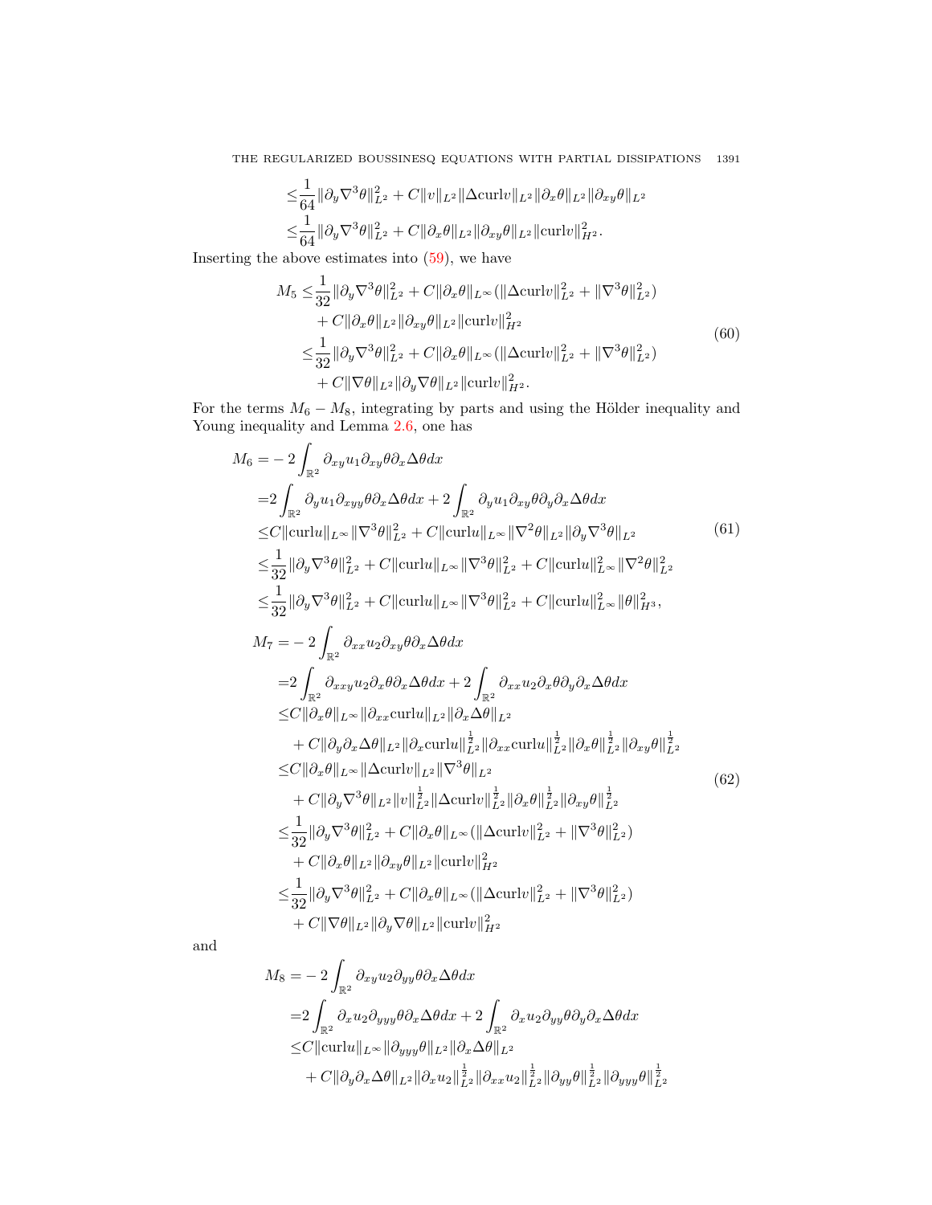$$
\begin{aligned}
&\le \frac{1}{64}\|\partial_y \nabla^3\theta\|_{L^2}^2 + C\|v\|_{L^2}\|\Delta \mathrm{curl} v\|_{L^2}\|\partial_x\theta\|_{L^2}\|\partial_{xy}\theta\|_{L^2}\\
&\le \frac{1}{64}\|\partial_y \nabla^3\theta\|_{L^2}^2 + C\|\partial_x\theta\|_{L^2}\|\partial_{xy}\theta\|_{L^2}\|\mathrm{curl} v\|_{H^2}^2.
\end{aligned}
$$

Inserting the above estimates into (59), we have

$$
\begin{aligned}
M_5 \le & \frac{1}{32}\|\partial_y \nabla^3\theta\|_{L^2}^2 + C\|\partial_x\theta\|_{L^\infty}(\|\Delta \mathrm{curl} v\|_{L^2}^2 + \|\nabla^3\theta\|_{L^2}^2)\\
& + C\|\partial_x\theta\|_{L^2}\|\partial_{xy}\theta\|_{L^2}\|\mathrm{curl} v\|_{H^2}^2\\
\le & \frac{1}{32}\|\partial_y \nabla^3\theta\|_{L^2}^2 + C\|\partial_x\theta\|_{L^\infty}(\|\Delta \mathrm{curl} v\|_{L^2}^2 + \|\nabla^3\theta\|_{L^2}^2)\\
& + C\|\nabla\theta\|_{L^2}\|\partial_y\nabla\theta\|_{L^2}\|\mathrm{curl} v\|_{H^2}^2.
\end{aligned}
\tag{60}
$$

For the terms $M_6 - M_8$, integrating by parts and using the Hölder inequality and Young inequality and Lemma 2.6, one has

$$
\begin{aligned}
M_6 =& -2\int_{\mathbb{R}^2} \partial_{xy}u_1 \partial_{xy}\theta \partial_x\Delta\theta dx\\
=& 2\int_{\mathbb{R}^2} \partial_y u_1 \partial_{xyy}\theta \partial_x\Delta\theta dx + 2\int_{\mathbb{R}^2} \partial_y u_1 \partial_{xy}\theta \partial_y\partial_x\Delta\theta dx\\
\le& C\|\mathrm{curl} u\|_{L^\infty}\|\nabla^3\theta\|_{L^2}^2 + C\|\mathrm{curl} u\|_{L^\infty}\|\nabla^2\theta\|_{L^2}\|\partial_y\nabla^3\theta\|_{L^2}\\
\le& \frac{1}{32}\|\partial_y\nabla^3\theta\|_{L^2}^2 + C\|\mathrm{curl} u\|_{L^\infty}\|\nabla^3\theta\|_{L^2}^2 + C\|\mathrm{curl} u\|_{L^\infty}^2\|\nabla^2\theta\|_{L^2}^2\\
\le& \frac{1}{32}\|\partial_y\nabla^3\theta\|_{L^2}^2 + C\|\mathrm{curl} u\|_{L^\infty}\|\nabla^3\theta\|_{L^2}^2 + C\|\mathrm{curl} u\|_{L^\infty}^2\|\theta\|_{H^3}^2,
\end{aligned}
\tag{61}
$$

$$
\begin{aligned}
M_7 =& -2\int_{\mathbb{R}^2} \partial_{xx}u_2 \partial_{xy}\theta \partial_x\Delta\theta dx\\
=& 2\int_{\mathbb{R}^2} \partial_{xxy}u_2 \partial_x\theta \partial_x\Delta\theta dx + 2\int_{\mathbb{R}^2} \partial_{xx}u_2 \partial_x\theta \partial_y\partial_x\Delta\theta dx\\
\le& C\|\partial_x\theta\|_{L^\infty}\|\partial_{xx}\mathrm{curl} u\|_{L^2}\|\partial_x\Delta\theta\|_{L^2}\\
& + C\|\partial_y\partial_x\Delta\theta\|_{L^2}\|\partial_x \mathrm{curl} u\|_{L^2}^{\frac{1}{2}}\|\partial_{xx}\mathrm{curl} u\|_{L^2}^{\frac{1}{2}}\|\partial_x\theta\|_{L^2}^{\frac{1}{2}}\|\partial_{xy}\theta\|_{L^2}^{\frac{1}{2}}\\
\le& C\|\partial_x\theta\|_{L^\infty}\|\Delta \mathrm{curl} v\|_{L^2}\|\nabla^3\theta\|_{L^2}\\
& + C\|\partial_y\nabla^3\theta\|_{L^2}\|v\|_{L^2}^{\frac{1}{2}}\|\Delta \mathrm{curl} v\|_{L^2}^{\frac{1}{2}}\|\partial_x\theta\|_{L^2}^{\frac{1}{2}}\|\partial_{xy}\theta\|_{L^2}^{\frac{1}{2}}\\
\le& \frac{1}{32}\|\partial_y\nabla^3\theta\|_{L^2}^2 + C\|\partial_x\theta\|_{L^\infty}(\|\Delta \mathrm{curl} v\|_{L^2}^2 + \|\nabla^3\theta\|_{L^2}^2)\\
& + C\|\partial_x\theta\|_{L^2}\|\partial_{xy}\theta\|_{L^2}\|\mathrm{curl} v\|_{H^2}^2\\
\le& \frac{1}{32}\|\partial_y\nabla^3\theta\|_{L^2}^2 + C\|\partial_x\theta\|_{L^\infty}(\|\Delta \mathrm{curl} v\|_{L^2}^2 + \|\nabla^3\theta\|_{L^2}^2)\\
& + C\|\nabla\theta\|_{L^2}\|\partial_y\nabla\theta\|_{L^2}\|\mathrm{curl} v\|_{H^2}^2
\end{aligned}
\tag{62}
$$

and

$$
\begin{aligned}
M_8 =& -2\int_{\mathbb{R}^2} \partial_{xy}u_2 \partial_{yy}\theta \partial_x\Delta\theta dx\\
=& 2\int_{\mathbb{R}^2} \partial_x u_2 \partial_{yyy}\theta \partial_x\Delta\theta dx + 2\int_{\mathbb{R}^2} \partial_x u_2 \partial_{yy}\theta \partial_y\partial_x\Delta\theta dx\\
\le& C\|\mathrm{curl} u\|_{L^\infty}\|\partial_{yyy}\theta\|_{L^2}\|\partial_x\Delta\theta\|_{L^2}\\
& + C\|\partial_y\partial_x\Delta\theta\|_{L^2}\|\partial_x u_2\|_{L^2}^{\frac{1}{2}}\|\partial_{xx}u_2\|_{L^2}^{\frac{1}{2}}\|\partial_{yy}\theta\|_{L^2}^{\frac{1}{2}}\|\partial_{yyy}\theta\|_{L^2}^{\frac{1}{2}}
\end{aligned}
$$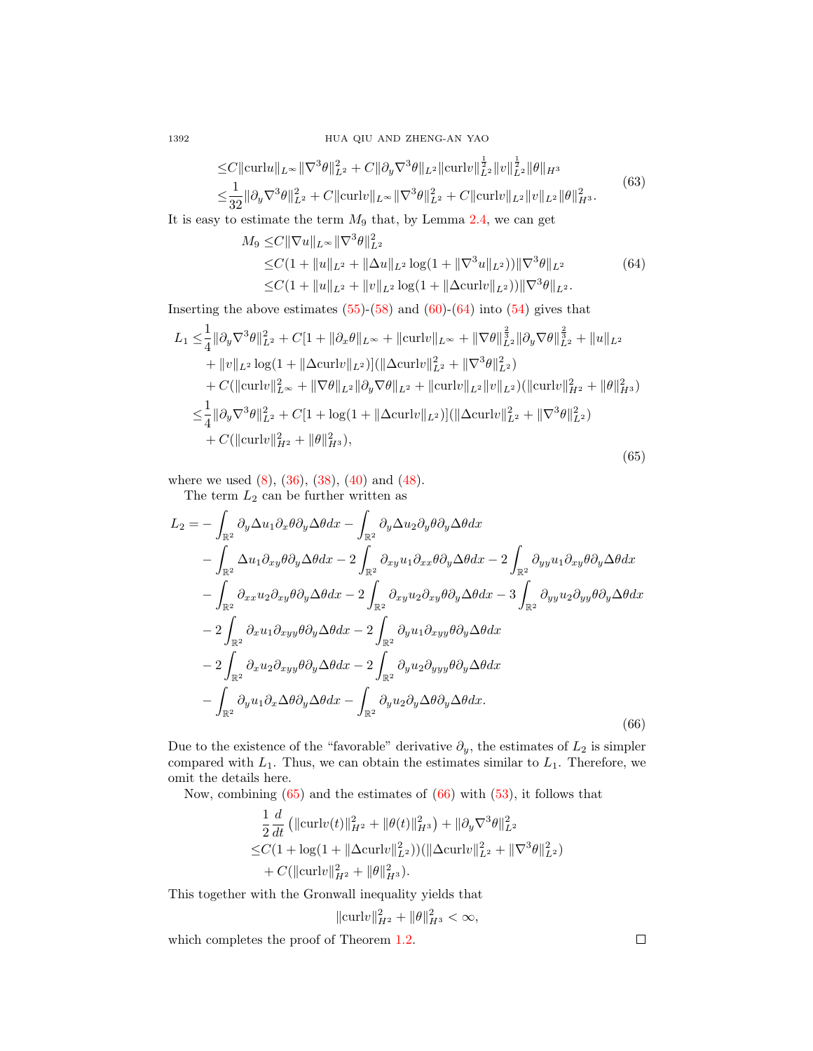$$
\begin{aligned}
&\le C\|\mathrm{curl} u\|_{L^\infty}\|\nabla^3\theta\|_{L^2}^2 + C\|\partial_y\nabla^3\theta\|_{L^2}\|\mathrm{curl} v\|_{L^2}^{\frac{1}{2}}\|v\|_{L^2}^{\frac{1}{2}}\|\theta\|_{H^3} \\
&\le \frac{1}{32}\|\partial_y\nabla^3\theta\|_{L^2}^2 + C\|\mathrm{curl} v\|_{L^\infty}\|\nabla^3\theta\|_{L^2}^2 + C\|\mathrm{curl} v\|_{L^2}\|v\|_{L^2}\|\theta\|_{H^3}^2.
\end{aligned} \tag{63}
$$

It is easy to estimate the term $M_9$ that, by Lemma 2.4, we can get

$$
\begin{aligned}
M_9 &\le C\|\nabla u\|_{L^\infty}\|\nabla^3\theta\|_{L^2}^2 \\
&\le C(1 + \|u\|_{L^2} + \|\Delta u\|_{L^2}\log(1 + \|\nabla^3 u\|_{L^2}))\|\nabla^3\theta\|_{L^2} \\
&\le C(1 + \|u\|_{L^2} + \|v\|_{L^2}\log(1 + \|\Delta \mathrm{curl} v\|_{L^2}))\|\nabla^3\theta\|_{L^2}.
\end{aligned} \tag{64}
$$

Inserting the above estimates (55)-(58) and (60)-(64) into (54) gives that

$$
\begin{aligned}
L_1 \le& \frac{1}{4}\|\partial_y\nabla^3\theta\|_{L^2}^2 + C[1 + \|\partial_x\theta\|_{L^\infty} + \|\mathrm{curl} v\|_{L^\infty} + \|\nabla\theta\|_{L^2}^{\frac{2}{3}}\|\partial_y\nabla\theta\|_{L^2}^{\frac{2}{3}} + \|u\|_{L^2} \\
&+ \|v\|_{L^2}\log(1 + \|\Delta \mathrm{curl} v\|_{L^2})](\|\Delta \mathrm{curl} v\|_{L^2}^2 + \|\nabla^3\theta\|_{L^2}^2) \\
&+ C(\|\mathrm{curl} v\|_{L^\infty}^2 + \|\nabla\theta\|_{L^2}\|\partial_y\nabla\theta\|_{L^2} + \|\mathrm{curl} v\|_{L^2}\|v\|_{L^2})(\|\mathrm{curl} v\|_{H^2}^2 + \|\theta\|_{H^3}^2) \\
\le& \frac{1}{4}\|\partial_y\nabla^3\theta\|_{L^2}^2 + C[1 + \log(1 + \|\Delta \mathrm{curl} v\|_{L^2})](\|\Delta \mathrm{curl} v\|_{L^2}^2 + \|\nabla^3\theta\|_{L^2}^2) \\
&+ C(\|\mathrm{curl} v\|_{H^2}^2 + \|\theta\|_{H^3}^2),
\end{aligned} \tag{65}
$$

where we used (8), (36), (38), (40) and (48).

The term $L_2$ can be further written as

$$
\begin{aligned}
L_2 =& -\int_{\mathbb{R}^2}\partial_y\Delta u_1\partial_x\theta\partial_y\Delta\theta dx - \int_{\mathbb{R}^2}\partial_y\Delta u_2\partial_y\theta\partial_y\Delta\theta dx \\
&- \int_{\mathbb{R}^2}\Delta u_1\partial_{xy}\theta\partial_y\Delta\theta dx - 2\int_{\mathbb{R}^2}\partial_{xy}u_1\partial_{xx}\theta\partial_y\Delta\theta dx - 2\int_{\mathbb{R}^2}\partial_{yy}u_1\partial_{xy}\theta\partial_y\Delta\theta dx \\
&- \int_{\mathbb{R}^2}\partial_{xx}u_2\partial_{xy}\theta\partial_y\Delta\theta dx - 2\int_{\mathbb{R}^2}\partial_{xy}u_2\partial_{xy}\theta\partial_y\Delta\theta dx - 3\int_{\mathbb{R}^2}\partial_{yy}u_2\partial_{yy}\theta\partial_y\Delta\theta dx \\
&- 2\int_{\mathbb{R}^2}\partial_x u_1\partial_{xyy}\theta\partial_y\Delta\theta dx - 2\int_{\mathbb{R}^2}\partial_y u_1\partial_{xyy}\theta\partial_y\Delta\theta dx \\
&- 2\int_{\mathbb{R}^2}\partial_x u_2\partial_{xyy}\theta\partial_y\Delta\theta dx - 2\int_{\mathbb{R}^2}\partial_y u_2\partial_{yyy}\theta\partial_y\Delta\theta dx \\
&- \int_{\mathbb{R}^2}\partial_y u_1\partial_x\Delta\theta\partial_y\Delta\theta dx - \int_{\mathbb{R}^2}\partial_y u_2\partial_y\Delta\theta\partial_y\Delta\theta dx.
\end{aligned} \tag{66}
$$

Due to the existence of the "favorable" derivative $\partial_y$, the estimates of $L_2$ is simpler compared with $L_1$. Thus, we can obtain the estimates similar to $L_1$. Therefore, we omit the details here.

Now, combining (65) and the estimates of (66) with (53), it follows that

$$
\begin{aligned}
&\frac{1}{2}\frac{d}{dt}\left(\|\mathrm{curl} v(t)\|_{H^2}^2 + \|\theta(t)\|_{H^3}^2\right) + \|\partial_y\nabla^3\theta\|_{L^2}^2 \\
\le& C(1 + \log(1 + \|\Delta \mathrm{curl} v\|_{L^2}^2))(\|\Delta \mathrm{curl} v\|_{L^2}^2 + \|\nabla^3\theta\|_{L^2}^2) \\
&+ C(\|\mathrm{curl} v\|_{H^2}^2 + \|\theta\|_{H^3}^2).
\end{aligned}
$$

This together with the Gronwall inequality yields that

$$
\|\mathrm{curl} v\|_{H^2}^2 + \|\theta\|_{H^3}^2 < \infty,
$$

which completes the proof of Theorem 1.2. $\square$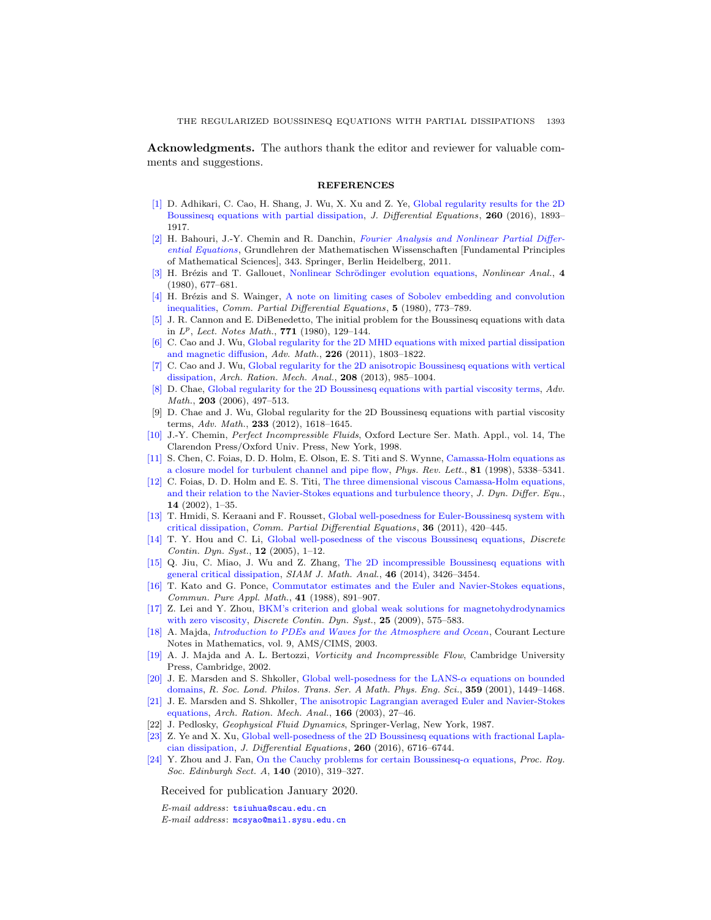**Acknowledgments.** The authors thank the editor and reviewer for valuable comments and suggestions.

## REFERENCES

[1] D. Adhikari, C. Cao, H. Shang, J. Wu, X. Xu and Z. Ye, Global regularity results for the 2D Boussinesq equations with partial dissipation, *J. Differential Equations*, **260** (2016), 1893–1917.

[2] H. Bahouri, J.-Y. Chemin and R. Danchin, *Fourier Analysis and Nonlinear Partial Differential Equations*, Grundlehren der Mathematischen Wissenschaften [Fundamental Principles of Mathematical Sciences], 343. Springer, Berlin Heidelberg, 2011.

[3] H. Brézis and T. Gallouet, Nonlinear Schrödinger evolution equations, *Nonlinear Anal.*, **4** (1980), 677–681.

[4] H. Brézis and S. Wainger, A note on limiting cases of Sobolev embedding and convolution inequalities, *Comm. Partial Differential Equations*, **5** (1980), 773–789.

[5] J. R. Cannon and E. DiBenedetto, The initial problem for the Boussinesq equations with data in $L^p$, *Lect. Notes Math.*, **771** (1980), 129–144.

[6] C. Cao and J. Wu, Global regularity for the 2D MHD equations with mixed partial dissipation and magnetic diffusion, *Adv. Math.*, **226** (2011), 1803–1822.

[7] C. Cao and J. Wu, Global regularity for the 2D anisotropic Boussinesq equations with vertical dissipation, *Arch. Ration. Mech. Anal.*, **208** (2013), 985–1004.

[8] D. Chae, Global regularity for the 2D Boussinesq equations with partial viscosity terms, *Adv. Math.*, **203** (2006), 497–513.

[9] D. Chae and J. Wu, Global regularity for the 2D Boussinesq equations with partial viscosity terms, *Adv. Math.*, **233** (2012), 1618–1645.

[10] J.-Y. Chemin, *Perfect Incompressible Fluids*, Oxford Lecture Ser. Math. Appl., vol. 14, The Clarendon Press/Oxford Univ. Press, New York, 1998.

[11] S. Chen, C. Foias, D. D. Holm, E. Olson, E. S. Titi and S. Wynne, Camassa-Holm equations as a closure model for turbulent channel and pipe flow, *Phys. Rev. Lett.*, **81** (1998), 5338–5341.

[12] C. Foias, D. D. Holm and E. S. Titi, The three dimensional viscous Camassa-Holm equations, and their relation to the Navier-Stokes equations and turbulence theory, *J. Dyn. Differ. Equ.*, **14** (2002), 1–35.

[13] T. Hmidi, S. Keraani and F. Rousset, Global well-posedness for Euler-Boussinesq system with critical dissipation, *Comm. Partial Differential Equations*, **36** (2011), 420–445.

[14] T. Y. Hou and C. Li, Global well-posedness of the viscous Boussinesq equations, *Discrete Contin. Dyn. Syst.*, **12** (2005), 1–12.

[15] Q. Jiu, C. Miao, J. Wu and Z. Zhang, The 2D incompressible Boussinesq equations with general critical dissipation, *SIAM J. Math. Anal.*, **46** (2014), 3426–3454.

[16] T. Kato and G. Ponce, Commutator estimates and the Euler and Navier-Stokes equations, *Commun. Pure Appl. Math.*, **41** (1988), 891–907.

[17] Z. Lei and Y. Zhou, BKM's criterion and global weak solutions for magnetohydrodynamics with zero viscosity, *Discrete Contin. Dyn. Syst.*, **25** (2009), 575–583.

[18] A. Majda, *Introduction to PDEs and Waves for the Atmosphere and Ocean*, Courant Lecture Notes in Mathematics, vol. 9, AMS/CIMS, 2003.

[19] A. J. Majda and A. L. Bertozzi, *Vorticity and Incompressible Flow*, Cambridge University Press, Cambridge, 2002.

[20] J. E. Marsden and S. Shkoller, Global well-posedness for the LANS-$\alpha$ equations on bounded domains, *R. Soc. Lond. Philos. Trans. Ser. A Math. Phys. Eng. Sci.*, **359** (2001), 1449–1468.

[21] J. E. Marsden and S. Shkoller, The anisotropic Lagrangian averaged Euler and Navier-Stokes equations, *Arch. Ration. Mech. Anal.*, **166** (2003), 27–46.

[22] J. Pedlosky, *Geophysical Fluid Dynamics*, Springer-Verlag, New York, 1987.

[23] Z. Ye and X. Xu, Global well-posedness of the 2D Boussinesq equations with fractional Laplacian dissipation, *J. Differential Equations*, **260** (2016), 6716–6744.

[24] Y. Zhou and J. Fan, On the Cauchy problems for certain Boussinesq-$\alpha$ equations, *Proc. Roy. Soc. Edinburgh Sect. A*, **140** (2010), 319–327.

Received for publication January 2020.

*E-mail address*: tsiuhua@scau.edu.cn
*E-mail address*: mcsyao@mail.sysu.edu.cn